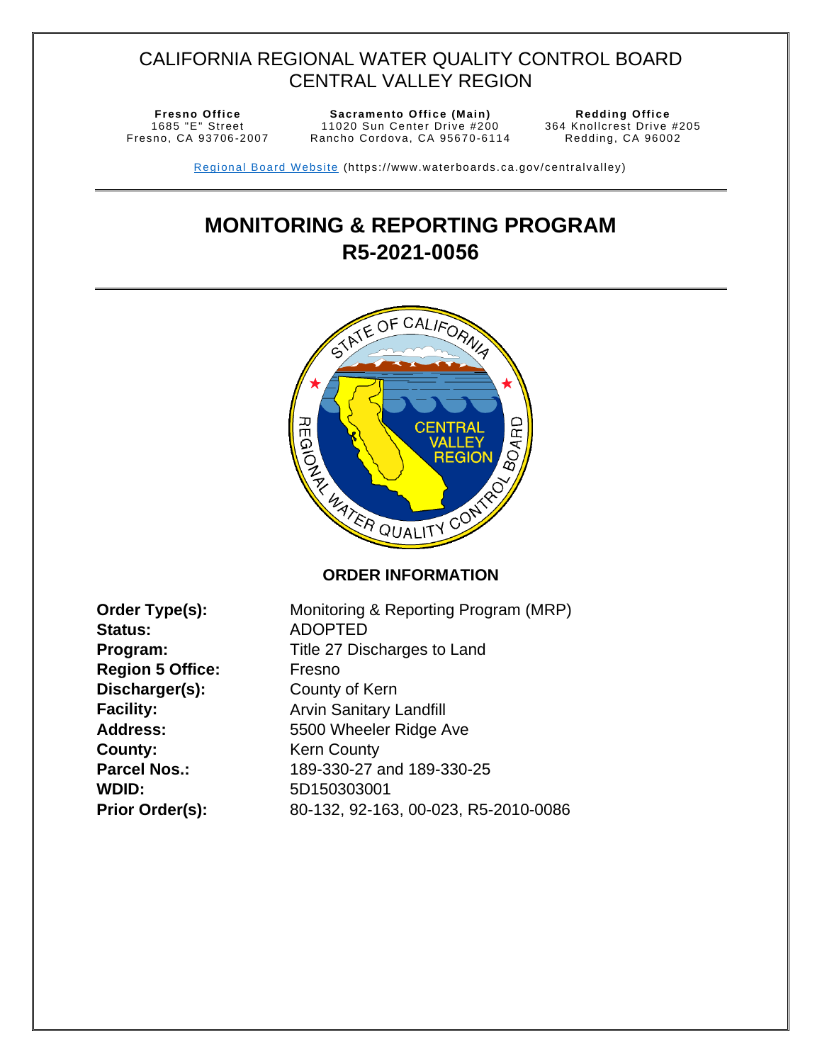# CALIFORNIA REGIONAL WATER QUALITY CONTROL BOARD
# CENTRAL VALLEY REGION

**Fresno Office**
1685 "E" Street
Fresno, CA 93706-2007

**Sacramento Office (Main)**
11020 Sun Center Drive #200
Rancho Cordova, CA 95670-6114

**Redding Office**
364 Knollcrest Drive #205
Redding, CA 96002

Regional Board Website (https://www.waterboards.ca.gov/centralvalley)

# MONITORING & REPORTING PROGRAM R5-2021-0056

## ORDER INFORMATION

| | |
|---|---|
| **Order Type(s):** | Monitoring & Reporting Program (MRP) |
| **Status:** | ADOPTED |
| **Program:** | Title 27 Discharges to Land |
| **Region 5 Office:** | Fresno |
| **Discharger(s):** | County of Kern |
| **Facility:** | Arvin Sanitary Landfill |
| **Address:** | 5500 Wheeler Ridge Ave |
| **County:** | Kern County |
| **Parcel Nos.:** | 189-330-27 and 189-330-25 |
| **WDID:** | 5D150303001 |
| **Prior Order(s):** | 80-132, 92-163, 00-023, R5-2010-0086 |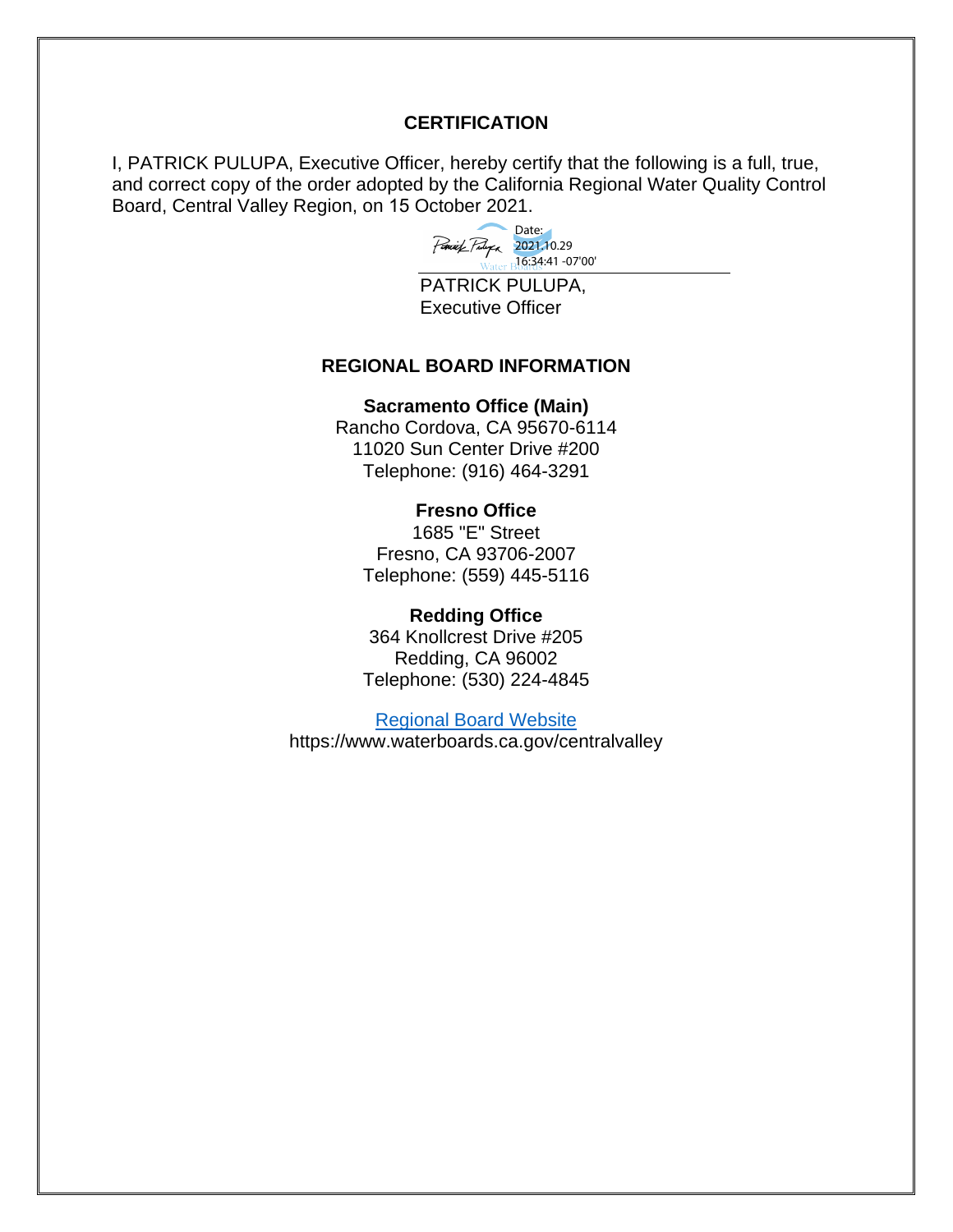## CERTIFICATION

I, PATRICK PULUPA, Executive Officer, hereby certify that the following is a full, true, and correct copy of the order adopted by the California Regional Water Quality Control Board, Central Valley Region, on 15 October 2021.

Date: 2021.10.29 16:34:41 -07'00'

PATRICK PULUPA,
Executive Officer

## REGIONAL BOARD INFORMATION

**Sacramento Office (Main)**
Rancho Cordova, CA 95670-6114
11020 Sun Center Drive #200
Telephone: (916) 464-3291

**Fresno Office**
1685 "E" Street
Fresno, CA 93706-2007
Telephone: (559) 445-5116

**Redding Office**
364 Knollcrest Drive #205
Redding, CA 96002
Telephone: (530) 224-4845

[Regional Board Website](https://www.waterboards.ca.gov/centralvalley)
https://www.waterboards.ca.gov/centralvalley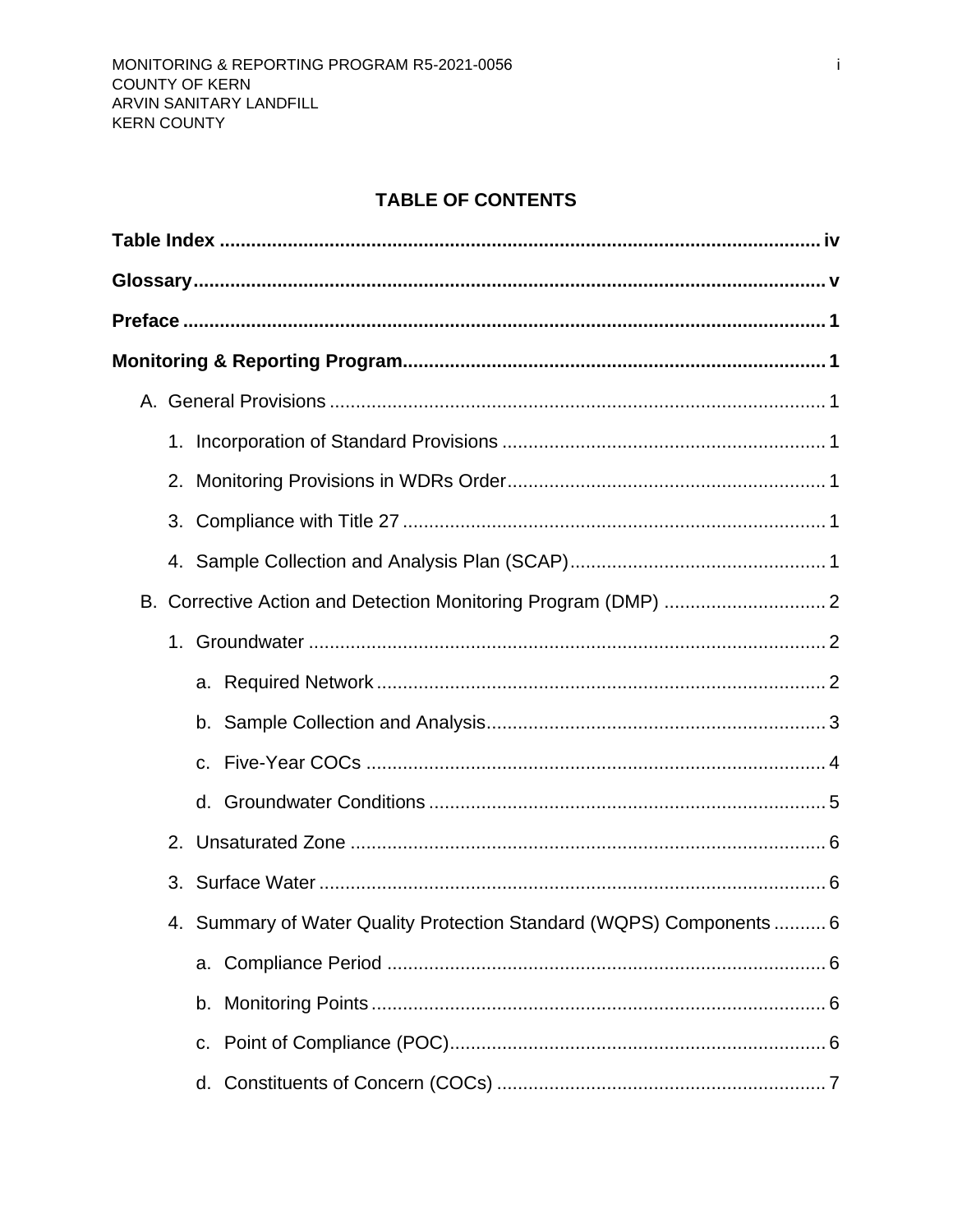## TABLE OF CONTENTS

**Table Index** ........................................................................................................ iv

**Glossary** ................................................................................................................ v

**Preface** .................................................................................................................. 1

**Monitoring & Reporting Program** ........................................................................ 1

A. General Provisions .............................................................................................. 1

1. Incorporation of Standard Provisions ............................................................. 1
2. Monitoring Provisions in WDRs Order ............................................................ 1
3. Compliance with Title 27 ................................................................................ 1
4. Sample Collection and Analysis Plan (SCAP) ................................................. 1

B. Corrective Action and Detection Monitoring Program (DMP) ............................... 2

1. Groundwater ................................................................................................... 2
    a. Required Network ...................................................................................... 2
    b. Sample Collection and Analysis ................................................................. 3
    c. Five-Year COCs ........................................................................................ 4
    d. Groundwater Conditions ............................................................................ 5
2. Unsaturated Zone ........................................................................................... 6
3. Surface Water ................................................................................................. 6
4. Summary of Water Quality Protection Standard (WQPS) Components .......... 6
    a. Compliance Period .................................................................................... 6
    b. Monitoring Points ....................................................................................... 6
    c. Point of Compliance (POC) ........................................................................ 6
    d. Constituents of Concern (COCs) ............................................................... 7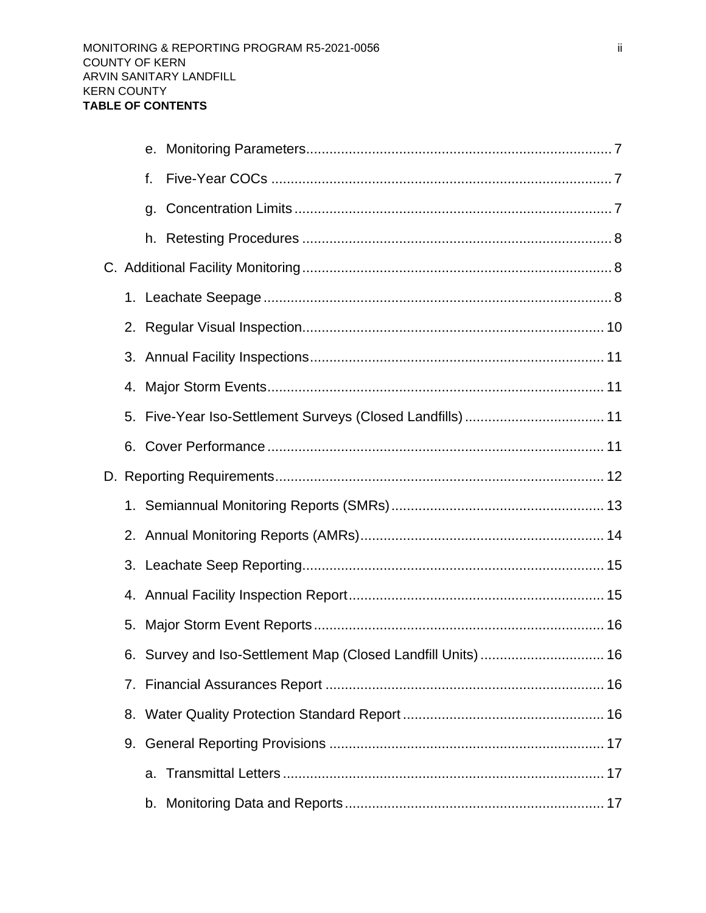e. Monitoring Parameters .......... 7

f. Five-Year COCs .......... 7

g. Concentration Limits .......... 7

h. Retesting Procedures .......... 8

C. Additional Facility Monitoring .......... 8

1. Leachate Seepage .......... 8

2. Regular Visual Inspection .......... 10

3. Annual Facility Inspections .......... 11

4. Major Storm Events .......... 11

5. Five-Year Iso-Settlement Surveys (Closed Landfills) .......... 11

6. Cover Performance .......... 11

D. Reporting Requirements .......... 12

1. Semiannual Monitoring Reports (SMRs) .......... 13

2. Annual Monitoring Reports (AMRs) .......... 14

3. Leachate Seep Reporting .......... 15

4. Annual Facility Inspection Report .......... 15

5. Major Storm Event Reports .......... 16

6. Survey and Iso-Settlement Map (Closed Landfill Units) .......... 16

7. Financial Assurances Report .......... 16

8. Water Quality Protection Standard Report .......... 16

9. General Reporting Provisions .......... 17

a. Transmittal Letters .......... 17

b. Monitoring Data and Reports .......... 17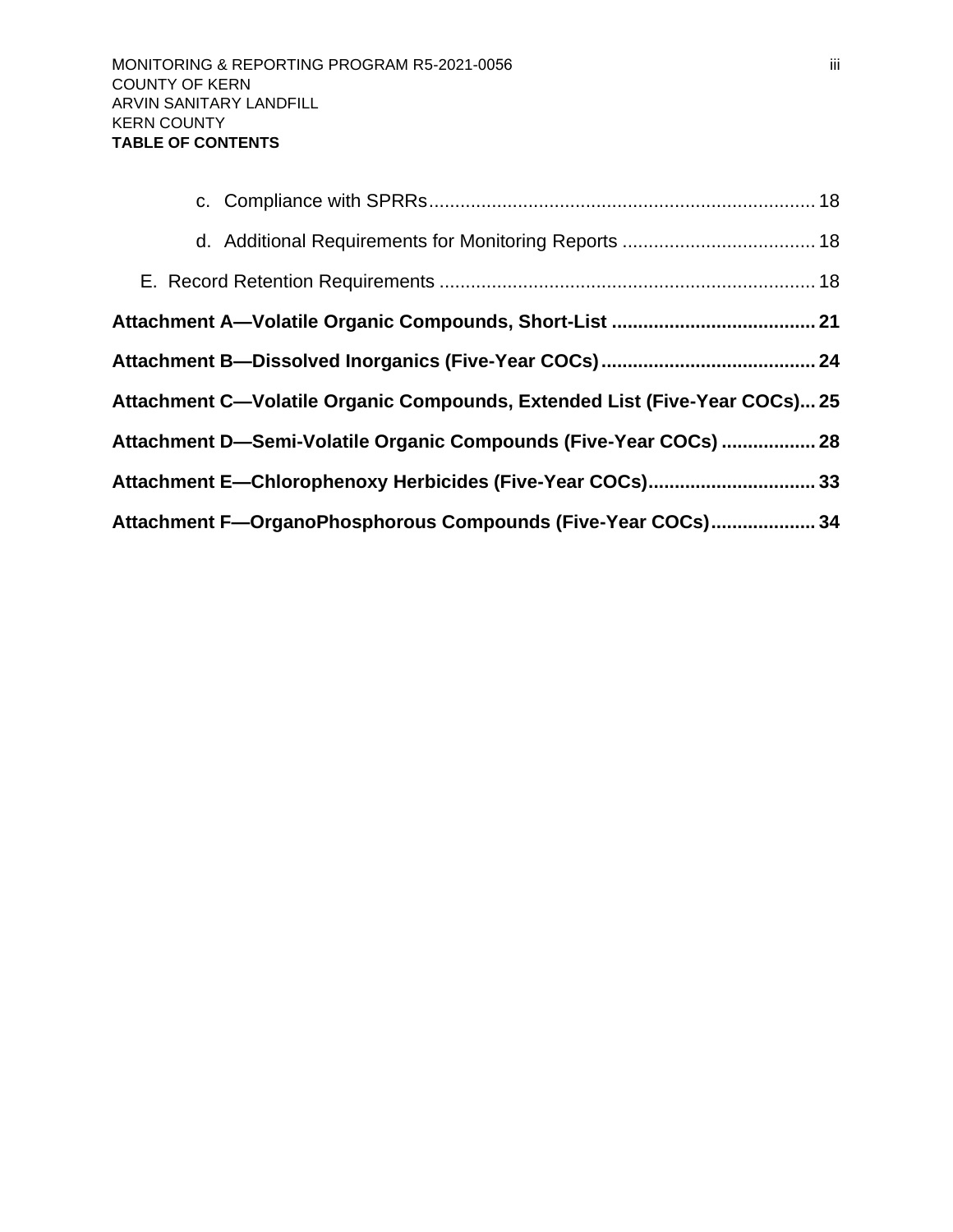c. Compliance with SPRRs ........................................................................ 18

d. Additional Requirements for Monitoring Reports .................................... 18

E. Record Retention Requirements ...................................................................... 18

**Attachment A—Volatile Organic Compounds, Short-List ...................................... 21**

**Attachment B—Dissolved Inorganics (Five-Year COCs)......................................... 24**

**Attachment C—Volatile Organic Compounds, Extended List (Five-Year COCs)... 25**

**Attachment D—Semi-Volatile Organic Compounds (Five-Year COCs) .................. 28**

**Attachment E—Chlorophenoxy Herbicides (Five-Year COCs)................................ 33**

**Attachment F—OrganoPhosphorous Compounds (Five-Year COCs).................... 34**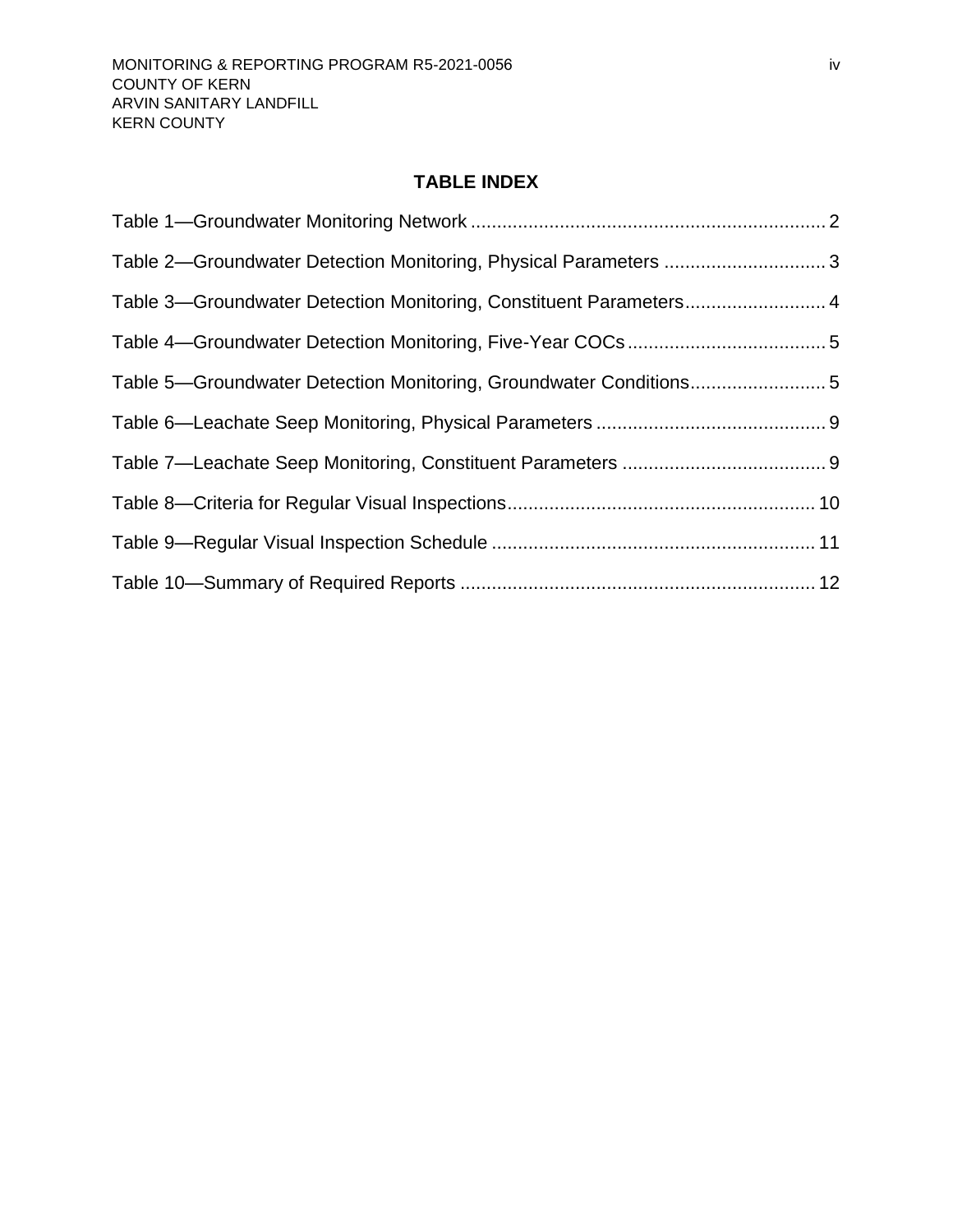## TABLE INDEX

Table 1—Groundwater Monitoring Network .................................................................... 2

Table 2—Groundwater Detection Monitoring, Physical Parameters ............................... 3

Table 3—Groundwater Detection Monitoring, Constituent Parameters........................... 4

Table 4—Groundwater Detection Monitoring, Five-Year COCs ...................................... 5

Table 5—Groundwater Detection Monitoring, Groundwater Conditions.......................... 5

Table 6—Leachate Seep Monitoring, Physical Parameters ............................................ 9

Table 7—Leachate Seep Monitoring, Constituent Parameters ....................................... 9

Table 8—Criteria for Regular Visual Inspections.......................................................... 10

Table 9—Regular Visual Inspection Schedule ............................................................. 11

Table 10—Summary of Required Reports .................................................................... 12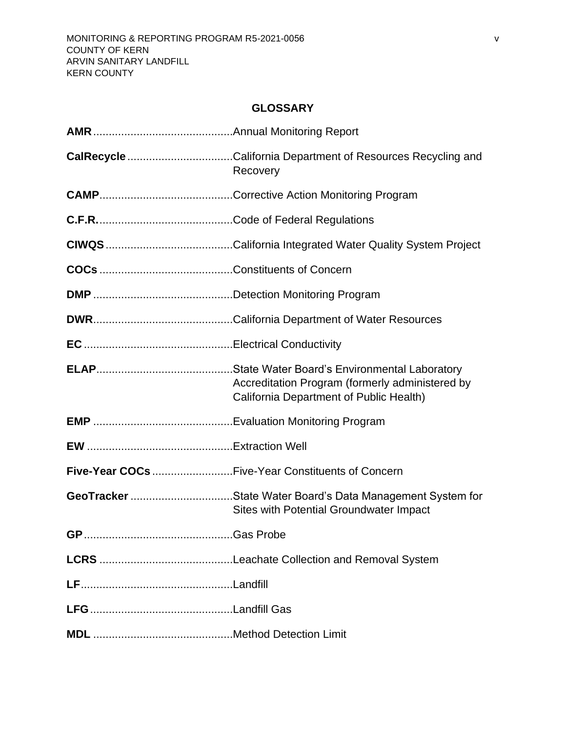## GLOSSARY

**AMR** ............................................Annual Monitoring Report

**CalRecycle** .................................California Department of Resources Recycling and Recovery

**CAMP**..........................................Corrective Action Monitoring Program

**C.F.R.**..........................................Code of Federal Regulations

**CIWQS**........................................California Integrated Water Quality System Project

**COCs** ..........................................Constituents of Concern

**DMP** ............................................Detection Monitoring Program

**DWR**............................................California Department of Water Resources

**EC** ................................................Electrical Conductivity

**ELAP**...........................................State Water Board's Environmental Laboratory Accreditation Program (formerly administered by California Department of Public Health)

**EMP** ............................................Evaluation Monitoring Program

**EW** ..............................................Extraction Well

**Five-Year COCs**.........................Five-Year Constituents of Concern

**GeoTracker** .................................State Water Board's Data Management System for Sites with Potential Groundwater Impact

**GP**................................................Gas Probe

**LCRS** ..........................................Leachate Collection and Removal System

**LF**.................................................Landfill

**LFG**..............................................Landfill Gas

**MDL** ............................................Method Detection Limit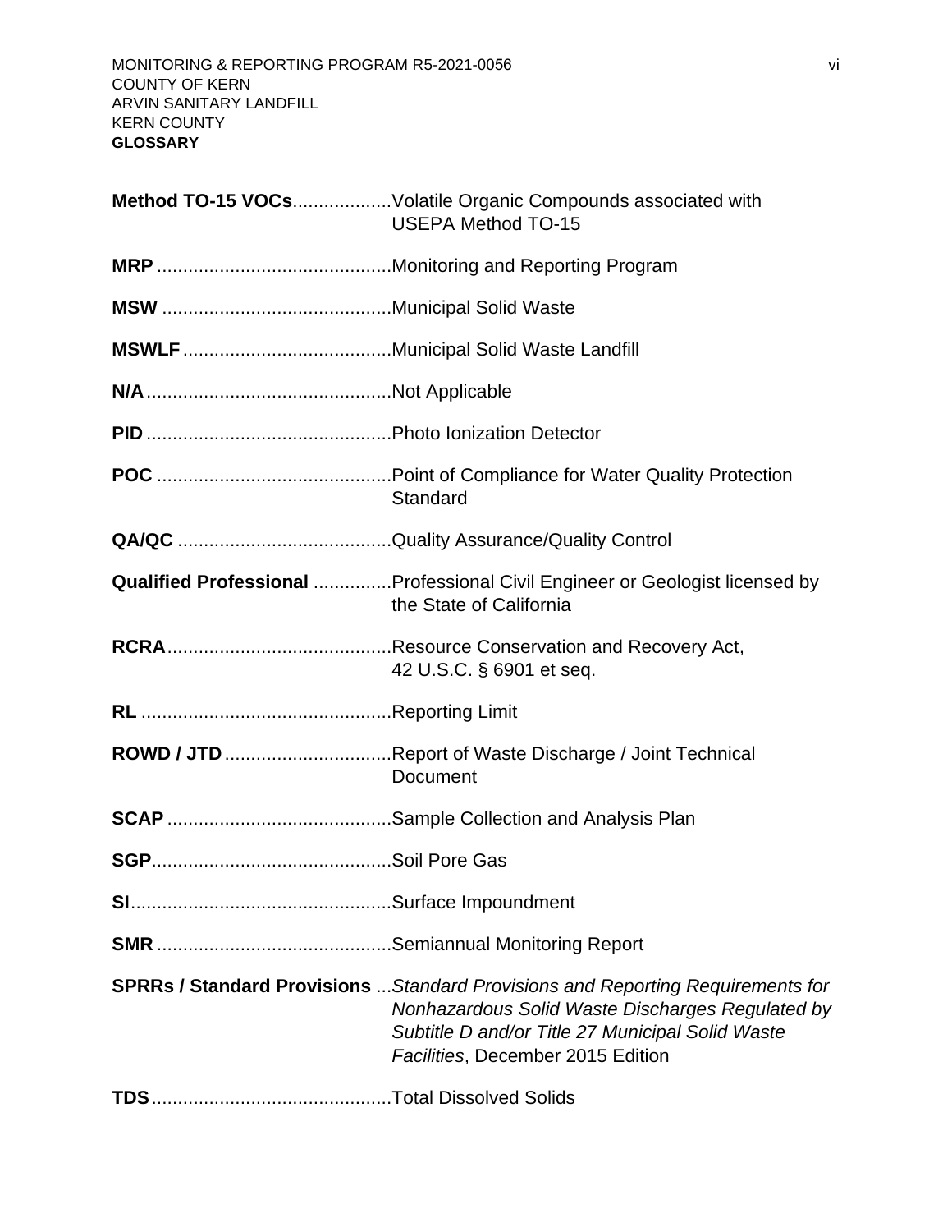**Method TO-15 VOCs**...................Volatile Organic Compounds associated with USEPA Method TO-15

**MRP** .............................................Monitoring and Reporting Program

**MSW** ............................................Municipal Solid Waste

**MSWLF** ........................................Municipal Solid Waste Landfill

**N/A**...............................................Not Applicable

**PID** ...............................................Photo Ionization Detector

**POC** .............................................Point of Compliance for Water Quality Protection Standard

**QA/QC** .........................................Quality Assurance/Quality Control

**Qualified Professional** ...............Professional Civil Engineer or Geologist licensed by the State of California

**RCRA**...........................................Resource Conservation and Recovery Act, 42 U.S.C. § 6901 et seq.

**RL** ................................................Reporting Limit

**ROWD / JTD** ................................Report of Waste Discharge / Joint Technical Document

**SCAP** ...........................................Sample Collection and Analysis Plan

**SGP**..............................................Soil Pore Gas

**SI**..................................................Surface Impoundment

**SMR** .............................................Semiannual Monitoring Report

**SPRRs / Standard Provisions** ...*Standard Provisions and Reporting Requirements for Nonhazardous Solid Waste Discharges Regulated by Subtitle D and/or Title 27 Municipal Solid Waste Facilities*, December 2015 Edition

**TDS**..............................................Total Dissolved Solids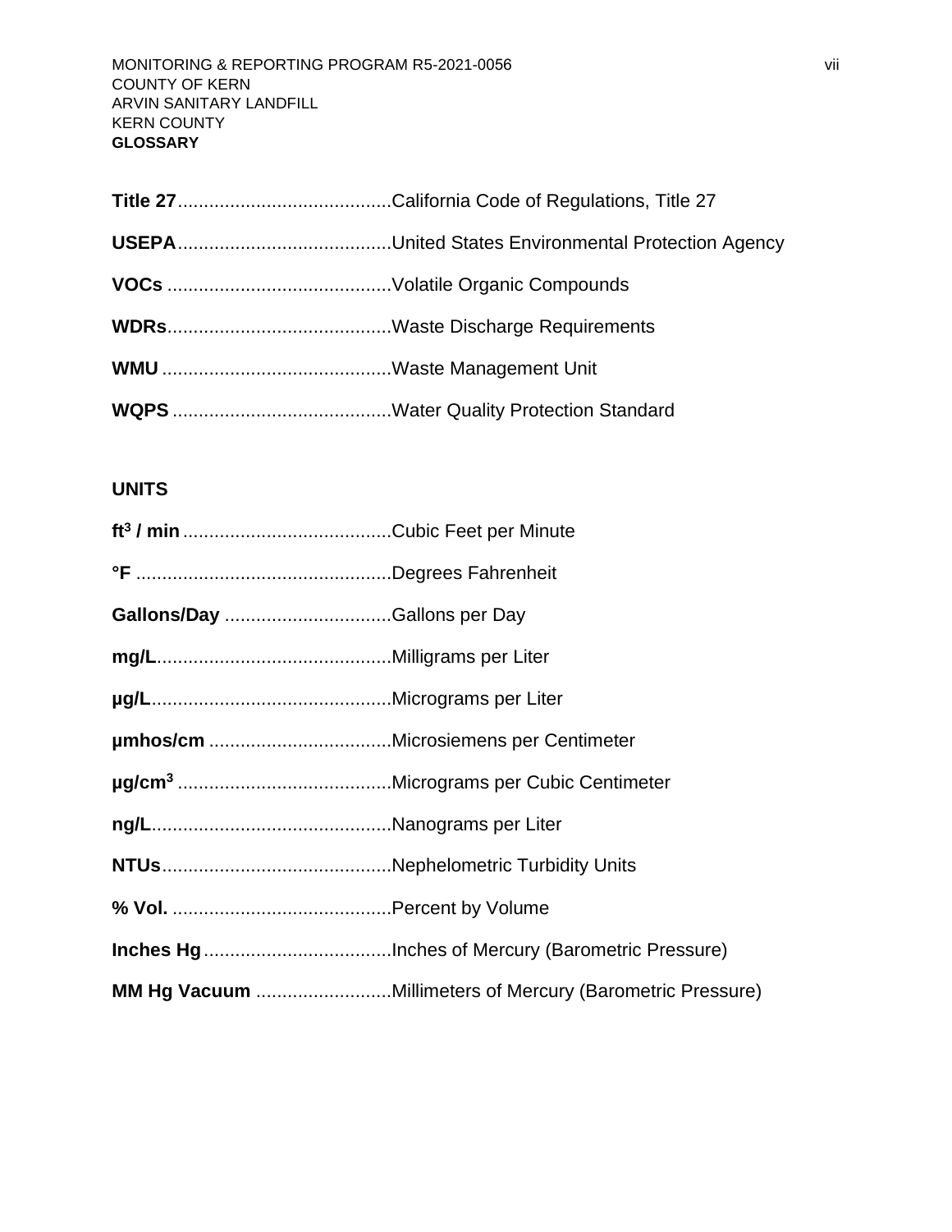**Title 27**.........................................California Code of Regulations, Title 27

**USEPA**.........................................United States Environmental Protection Agency

**VOCs** ..........................................Volatile Organic Compounds

**WDRs**...........................................Waste Discharge Requirements

**WMU** ............................................Waste Management Unit

**WQPS** ..........................................Water Quality Protection Standard

**UNITS**

**$ft^3$ / min** ........................................Cubic Feet per Minute

**°F** .................................................Degrees Fahrenheit

**Gallons/Day** ................................Gallons per Day

**mg/L**.............................................Milligrams per Liter

**µg/L**..............................................Micrograms per Liter

**µmhos/cm** ...................................Microsiemens per Centimeter

**µg/$cm^3$** .........................................Micrograms per Cubic Centimeter

**ng/L**..............................................Nanograms per Liter

**NTUs**............................................Nephelometric Turbidity Units

**% Vol.** ..........................................Percent by Volume

**Inches Hg**....................................Inches of Mercury (Barometric Pressure)

**MM Hg Vacuum** ..........................Millimeters of Mercury (Barometric Pressure)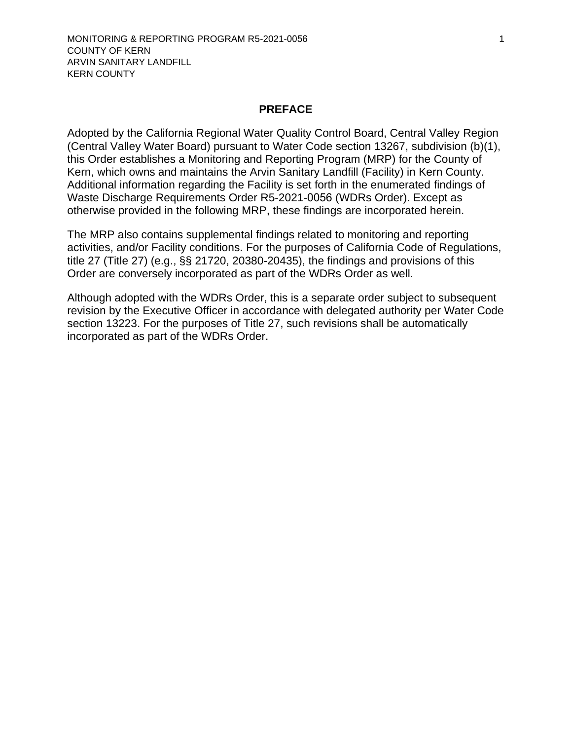## PREFACE

Adopted by the California Regional Water Quality Control Board, Central Valley Region (Central Valley Water Board) pursuant to Water Code section 13267, subdivision (b)(1), this Order establishes a Monitoring and Reporting Program (MRP) for the County of Kern, which owns and maintains the Arvin Sanitary Landfill (Facility) in Kern County. Additional information regarding the Facility is set forth in the enumerated findings of Waste Discharge Requirements Order R5-2021-0056 (WDRs Order). Except as otherwise provided in the following MRP, these findings are incorporated herein.

The MRP also contains supplemental findings related to monitoring and reporting activities, and/or Facility conditions. For the purposes of California Code of Regulations, title 27 (Title 27) (e.g., §§ 21720, 20380-20435), the findings and provisions of this Order are conversely incorporated as part of the WDRs Order as well.

Although adopted with the WDRs Order, this is a separate order subject to subsequent revision by the Executive Officer in accordance with delegated authority per Water Code section 13223. For the purposes of Title 27, such revisions shall be automatically incorporated as part of the WDRs Order.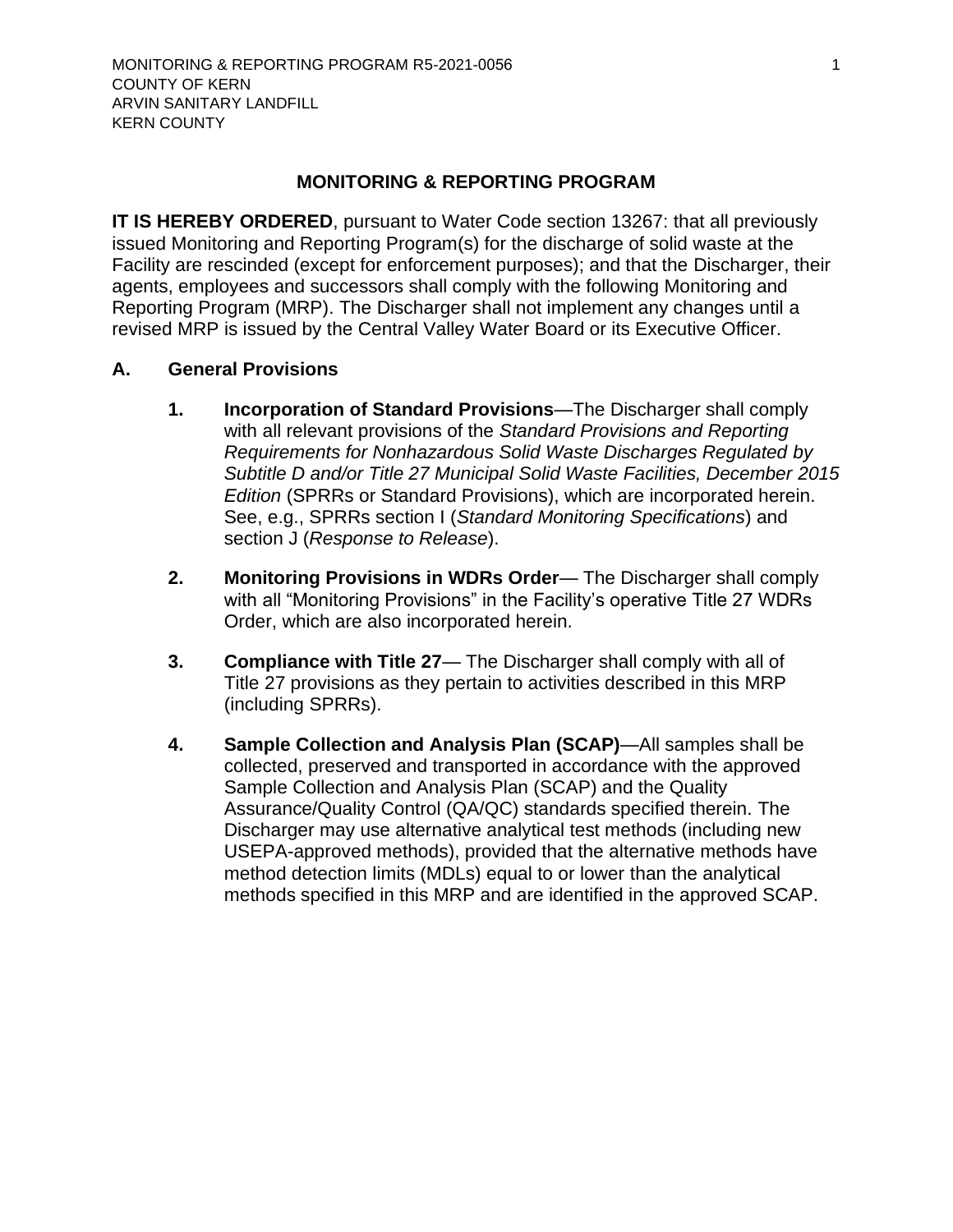## MONITORING & REPORTING PROGRAM

**IT IS HEREBY ORDERED**, pursuant to Water Code section 13267: that all previously issued Monitoring and Reporting Program(s) for the discharge of solid waste at the Facility are rescinded (except for enforcement purposes); and that the Discharger, their agents, employees and successors shall comply with the following Monitoring and Reporting Program (MRP). The Discharger shall not implement any changes until a revised MRP is issued by the Central Valley Water Board or its Executive Officer.

### A. General Provisions

1. **Incorporation of Standard Provisions**—The Discharger shall comply with all relevant provisions of the *Standard Provisions and Reporting Requirements for Nonhazardous Solid Waste Discharges Regulated by Subtitle D and/or Title 27 Municipal Solid Waste Facilities, December 2015 Edition* (SPRRs or Standard Provisions), which are incorporated herein. See, e.g., SPRRs section I (*Standard Monitoring Specifications*) and section J (*Response to Release*).

2. **Monitoring Provisions in WDRs Order**— The Discharger shall comply with all "Monitoring Provisions" in the Facility's operative Title 27 WDRs Order, which are also incorporated herein.

3. **Compliance with Title 27**— The Discharger shall comply with all of Title 27 provisions as they pertain to activities described in this MRP (including SPRRs).

4. **Sample Collection and Analysis Plan (SCAP)**—All samples shall be collected, preserved and transported in accordance with the approved Sample Collection and Analysis Plan (SCAP) and the Quality Assurance/Quality Control (QA/QC) standards specified therein. The Discharger may use alternative analytical test methods (including new USEPA-approved methods), provided that the alternative methods have method detection limits (MDLs) equal to or lower than the analytical methods specified in this MRP and are identified in the approved SCAP.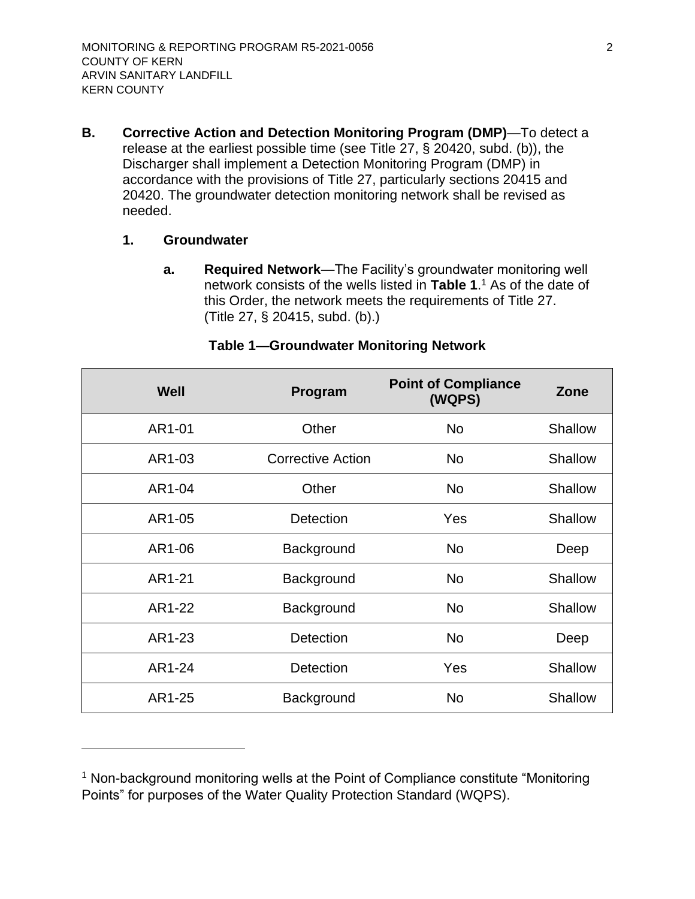**B. Corrective Action and Detection Monitoring Program (DMP)**—To detect a release at the earliest possible time (see Title 27, § 20420, subd. (b)), the Discharger shall implement a Detection Monitoring Program (DMP) in accordance with the provisions of Title 27, particularly sections 20415 and 20420. The groundwater detection monitoring network shall be revised as needed.

**1. Groundwater**

**a. Required Network**—The Facility's groundwater monitoring well network consists of the wells listed in **Table 1**.[1] As of the date of this Order, the network meets the requirements of Title 27. (Title 27, § 20415, subd. (b).)

**Table 1—Groundwater Monitoring Network**

| Well | Program | Point of Compliance (WQPS) | Zone |
|---|---|---|---|
| AR1-01 | Other | No | Shallow |
| AR1-03 | Corrective Action | No | Shallow |
| AR1-04 | Other | No | Shallow |
| AR1-05 | Detection | Yes | Shallow |
| AR1-06 | Background | No | Deep |
| AR1-21 | Background | No | Shallow |
| AR1-22 | Background | No | Shallow |
| AR1-23 | Detection | No | Deep |
| AR1-24 | Detection | Yes | Shallow |
| AR1-25 | Background | No | Shallow |

[1] Non-background monitoring wells at the Point of Compliance constitute "Monitoring Points" for purposes of the Water Quality Protection Standard (WQPS).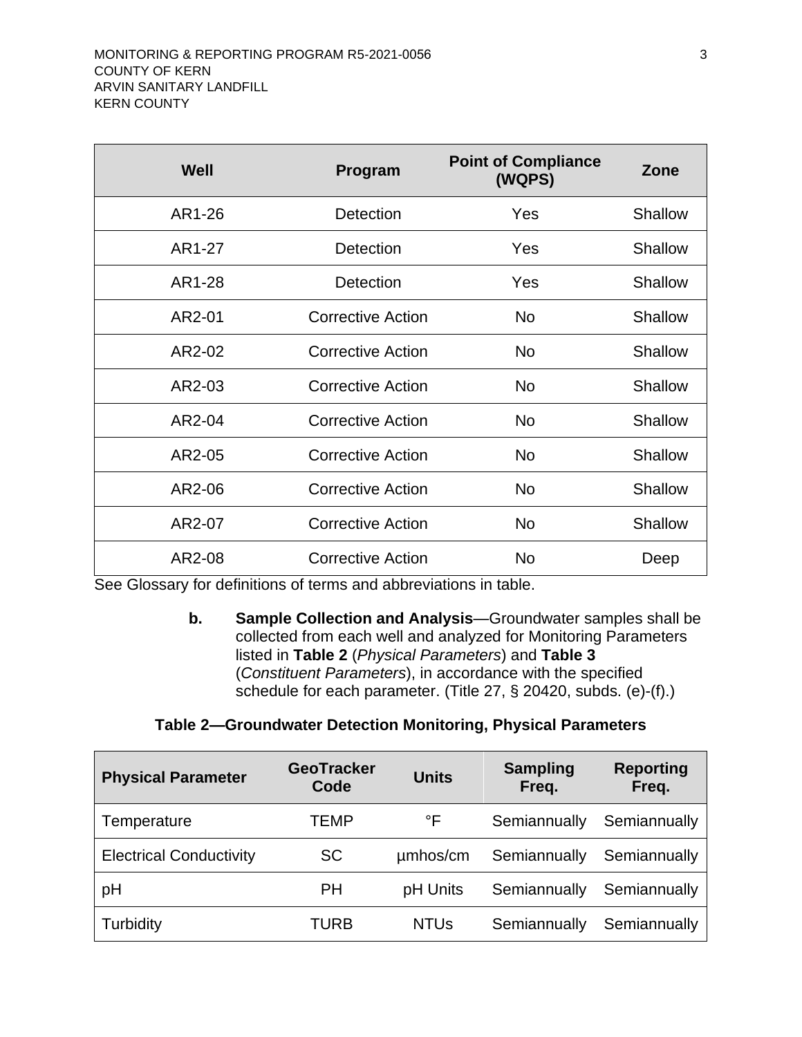| Well | Program | Point of Compliance (WQPS) | Zone |
| --- | --- | --- | --- |
| AR1-26 | Detection | Yes | Shallow |
| AR1-27 | Detection | Yes | Shallow |
| AR1-28 | Detection | Yes | Shallow |
| AR2-01 | Corrective Action | No | Shallow |
| AR2-02 | Corrective Action | No | Shallow |
| AR2-03 | Corrective Action | No | Shallow |
| AR2-04 | Corrective Action | No | Shallow |
| AR2-05 | Corrective Action | No | Shallow |
| AR2-06 | Corrective Action | No | Shallow |
| AR2-07 | Corrective Action | No | Shallow |
| AR2-08 | Corrective Action | No | Deep |

See Glossary for definitions of terms and abbreviations in table.

**b. Sample Collection and Analysis**—Groundwater samples shall be collected from each well and analyzed for Monitoring Parameters listed in **Table 2** (*Physical Parameters*) and **Table 3** (*Constituent Parameters*), in accordance with the specified schedule for each parameter. (Title 27, § 20420, subds. (e)-(f).)

**Table 2—Groundwater Detection Monitoring, Physical Parameters**

| Physical Parameter | GeoTracker Code | Units | Sampling Freq. | Reporting Freq. |
| --- | --- | --- | --- | --- |
| Temperature | TEMP | °F | Semiannually | Semiannually |
| Electrical Conductivity | SC | µmhos/cm | Semiannually | Semiannually |
| pH | PH | pH Units | Semiannually | Semiannually |
| Turbidity | TURB | NTUs | Semiannually | Semiannually |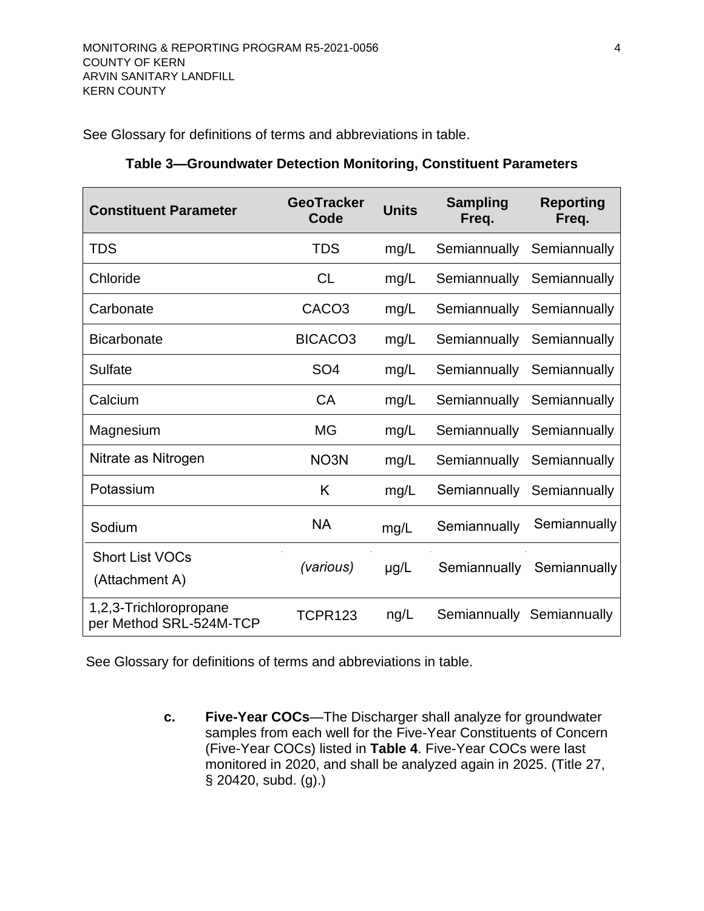See Glossary for definitions of terms and abbreviations in table.

**Table 3—Groundwater Detection Monitoring, Constituent Parameters**

| Constituent Parameter | GeoTracker Code | Units | Sampling Freq. | Reporting Freq. |
|---|---|---|---|---|
| TDS | TDS | mg/L | Semiannually | Semiannually |
| Chloride | CL | mg/L | Semiannually | Semiannually |
| Carbonate | CACO3 | mg/L | Semiannually | Semiannually |
| Bicarbonate | BICACO3 | mg/L | Semiannually | Semiannually |
| Sulfate | SO4 | mg/L | Semiannually | Semiannually |
| Calcium | CA | mg/L | Semiannually | Semiannually |
| Magnesium | MG | mg/L | Semiannually | Semiannually |
| Nitrate as Nitrogen | NO3N | mg/L | Semiannually | Semiannually |
| Potassium | K | mg/L | Semiannually | Semiannually |
| Sodium | NA | mg/L | Semiannually | Semiannually |
| Short List VOCs (Attachment A) | *(various)* | µg/L | Semiannually | Semiannually |
| 1,2,3-Trichloropropane per Method SRL-524M-TCP | TCPR123 | ng/L | Semiannually | Semiannually |

See Glossary for definitions of terms and abbreviations in table.

**c.** **Five-Year COCs**—The Discharger shall analyze for groundwater samples from each well for the Five-Year Constituents of Concern (Five-Year COCs) listed in **Table 4**. Five-Year COCs were last monitored in 2020, and shall be analyzed again in 2025. (Title 27, § 20420, subd. (g).)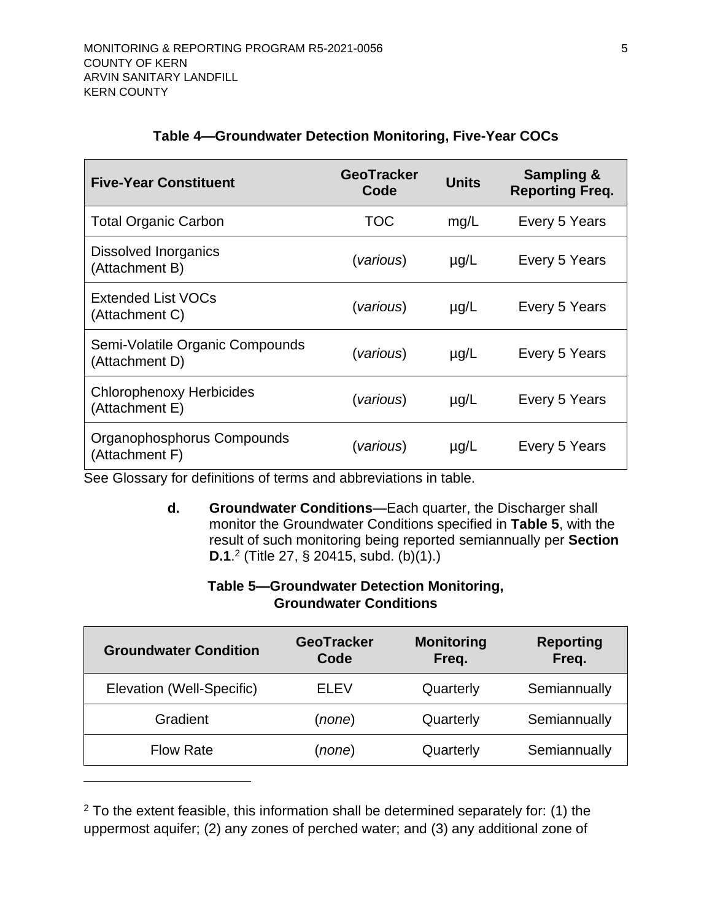**Table 4—Groundwater Detection Monitoring, Five-Year COCs**

| Five-Year Constituent | GeoTracker Code | Units | Sampling & Reporting Freq. |
|---|---|---|---|
| Total Organic Carbon | TOC | mg/L | Every 5 Years |
| Dissolved Inorganics (Attachment B) | (*various*) | µg/L | Every 5 Years |
| Extended List VOCs (Attachment C) | (*various*) | µg/L | Every 5 Years |
| Semi-Volatile Organic Compounds (Attachment D) | (*various*) | µg/L | Every 5 Years |
| Chlorophenoxy Herbicides (Attachment E) | (*various*) | µg/L | Every 5 Years |
| Organophosphorus Compounds (Attachment F) | (*various*) | µg/L | Every 5 Years |

See Glossary for definitions of terms and abbreviations in table.

**d. Groundwater Conditions**—Each quarter, the Discharger shall monitor the Groundwater Conditions specified in **Table 5**, with the result of such monitoring being reported semiannually per **Section D.1**.[2] (Title 27, § 20415, subd. (b)(1).)

**Table 5—Groundwater Detection Monitoring, Groundwater Conditions**

| Groundwater Condition | GeoTracker Code | Monitoring Freq. | Reporting Freq. |
|---|---|---|---|
| Elevation (Well-Specific) | ELEV | Quarterly | Semiannually |
| Gradient | (*none*) | Quarterly | Semiannually |
| Flow Rate | (*none*) | Quarterly | Semiannually |

[2] To the extent feasible, this information shall be determined separately for: (1) the uppermost aquifer; (2) any zones of perched water; and (3) any additional zone of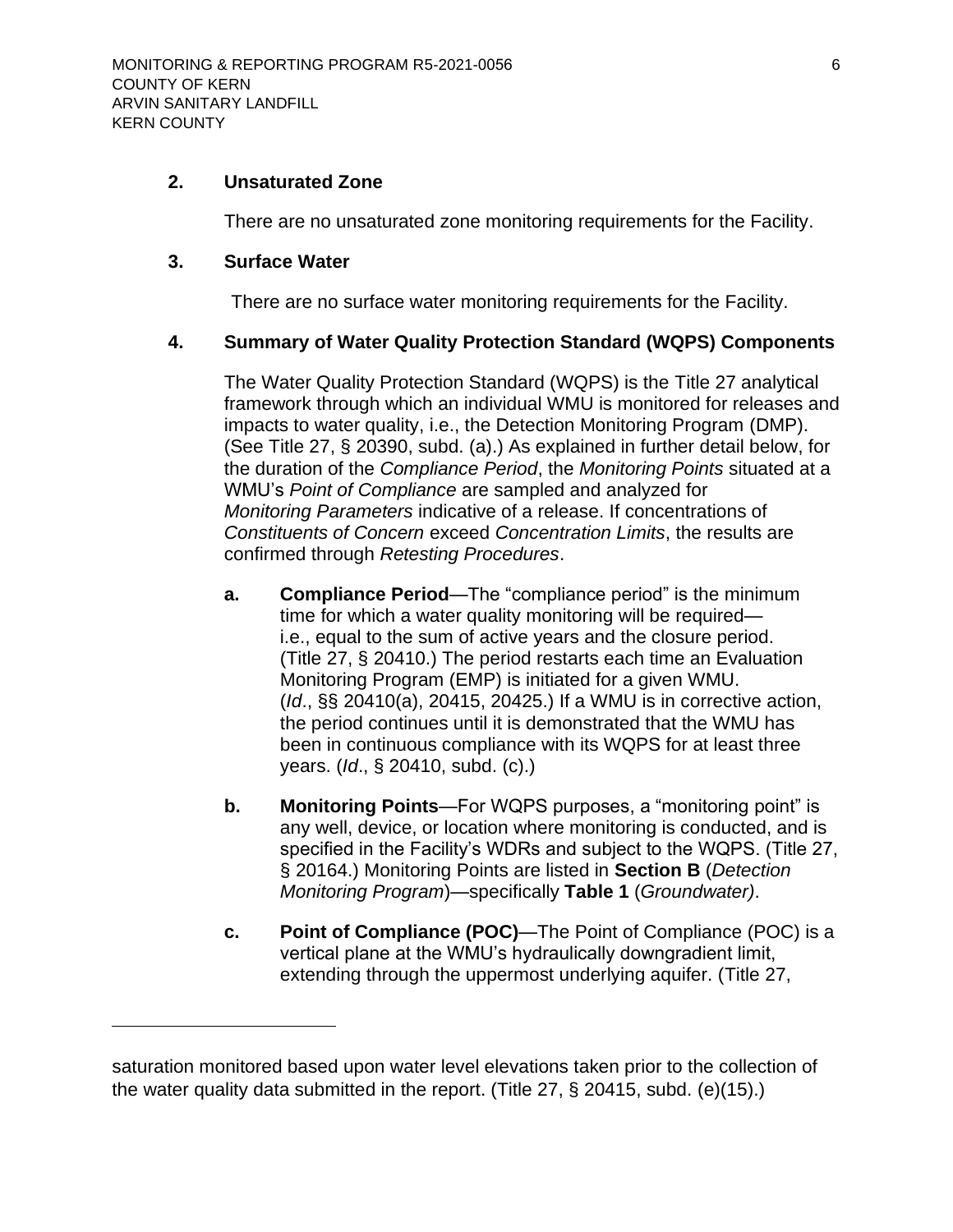## 2. Unsaturated Zone

There are no unsaturated zone monitoring requirements for the Facility.

## 3. Surface Water

There are no surface water monitoring requirements for the Facility.

## 4. Summary of Water Quality Protection Standard (WQPS) Components

The Water Quality Protection Standard (WQPS) is the Title 27 analytical framework through which an individual WMU is monitored for releases and impacts to water quality, i.e., the Detection Monitoring Program (DMP). (See Title 27, § 20390, subd. (a).) As explained in further detail below, for the duration of the *Compliance Period*, the *Monitoring Points* situated at a WMU's *Point of Compliance* are sampled and analyzed for *Monitoring Parameters* indicative of a release. If concentrations of *Constituents of Concern* exceed *Concentration Limits*, the results are confirmed through *Retesting Procedures*.

**a. Compliance Period**—The "compliance period" is the minimum time for which a water quality monitoring will be required—i.e., equal to the sum of active years and the closure period. (Title 27, § 20410.) The period restarts each time an Evaluation Monitoring Program (EMP) is initiated for a given WMU. (*Id*., §§ 20410(a), 20415, 20425.) If a WMU is in corrective action, the period continues until it is demonstrated that the WMU has been in continuous compliance with its WQPS for at least three years. (*Id*., § 20410, subd. (c).)

**b. Monitoring Points**—For WQPS purposes, a "monitoring point" is any well, device, or location where monitoring is conducted, and is specified in the Facility's WDRs and subject to the WQPS. (Title 27, § 20164.) Monitoring Points are listed in **Section B** (*Detection Monitoring Program*)—specifically **Table 1** (*Groundwater)*.

**c. Point of Compliance (POC)**—The Point of Compliance (POC) is a vertical plane at the WMU's hydraulically downgradient limit, extending through the uppermost underlying aquifer. (Title 27,

---

saturation monitored based upon water level elevations taken prior to the collection of the water quality data submitted in the report. (Title 27, § 20415, subd. (e)(15).)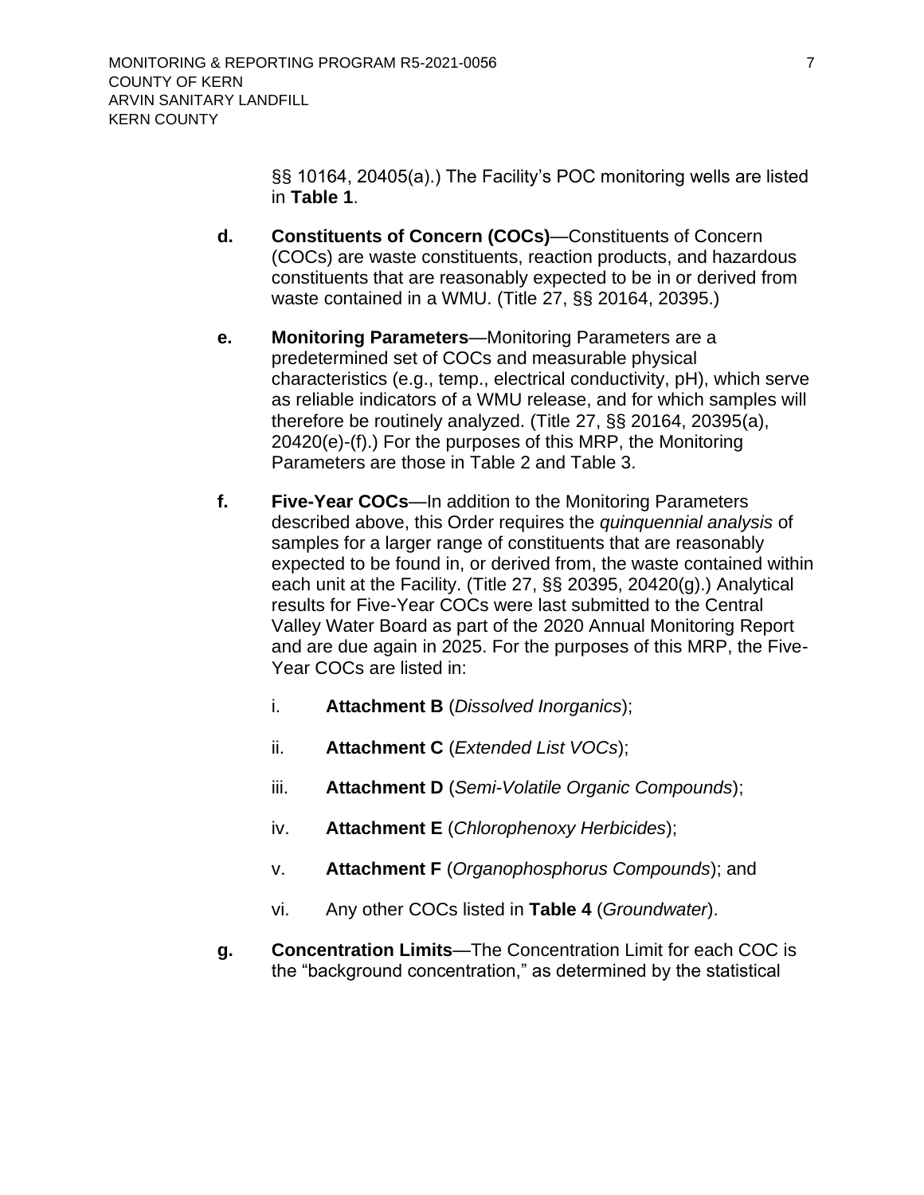§§ 10164, 20405(a).) The Facility's POC monitoring wells are listed in **Table 1**.

**d. Constituents of Concern (COCs)**—Constituents of Concern (COCs) are waste constituents, reaction products, and hazardous constituents that are reasonably expected to be in or derived from waste contained in a WMU. (Title 27, §§ 20164, 20395.)

**e. Monitoring Parameters**—Monitoring Parameters are a predetermined set of COCs and measurable physical characteristics (e.g., temp., electrical conductivity, pH), which serve as reliable indicators of a WMU release, and for which samples will therefore be routinely analyzed. (Title 27, §§ 20164, 20395(a), 20420(e)-(f).) For the purposes of this MRP, the Monitoring Parameters are those in Table 2 and Table 3.

**f. Five-Year COCs**—In addition to the Monitoring Parameters described above, this Order requires the *quinquennial analysis* of samples for a larger range of constituents that are reasonably expected to be found in, or derived from, the waste contained within each unit at the Facility. (Title 27, §§ 20395, 20420(g).) Analytical results for Five-Year COCs were last submitted to the Central Valley Water Board as part of the 2020 Annual Monitoring Report and are due again in 2025. For the purposes of this MRP, the Five-Year COCs are listed in:

i. **Attachment B** (*Dissolved Inorganics*);

ii. **Attachment C** (*Extended List VOCs*);

iii. **Attachment D** (*Semi-Volatile Organic Compounds*);

iv. **Attachment E** (*Chlorophenoxy Herbicides*);

v. **Attachment F** (*Organophosphorus Compounds*); and

vi. Any other COCs listed in **Table 4** (*Groundwater*).

**g. Concentration Limits**—The Concentration Limit for each COC is the "background concentration," as determined by the statistical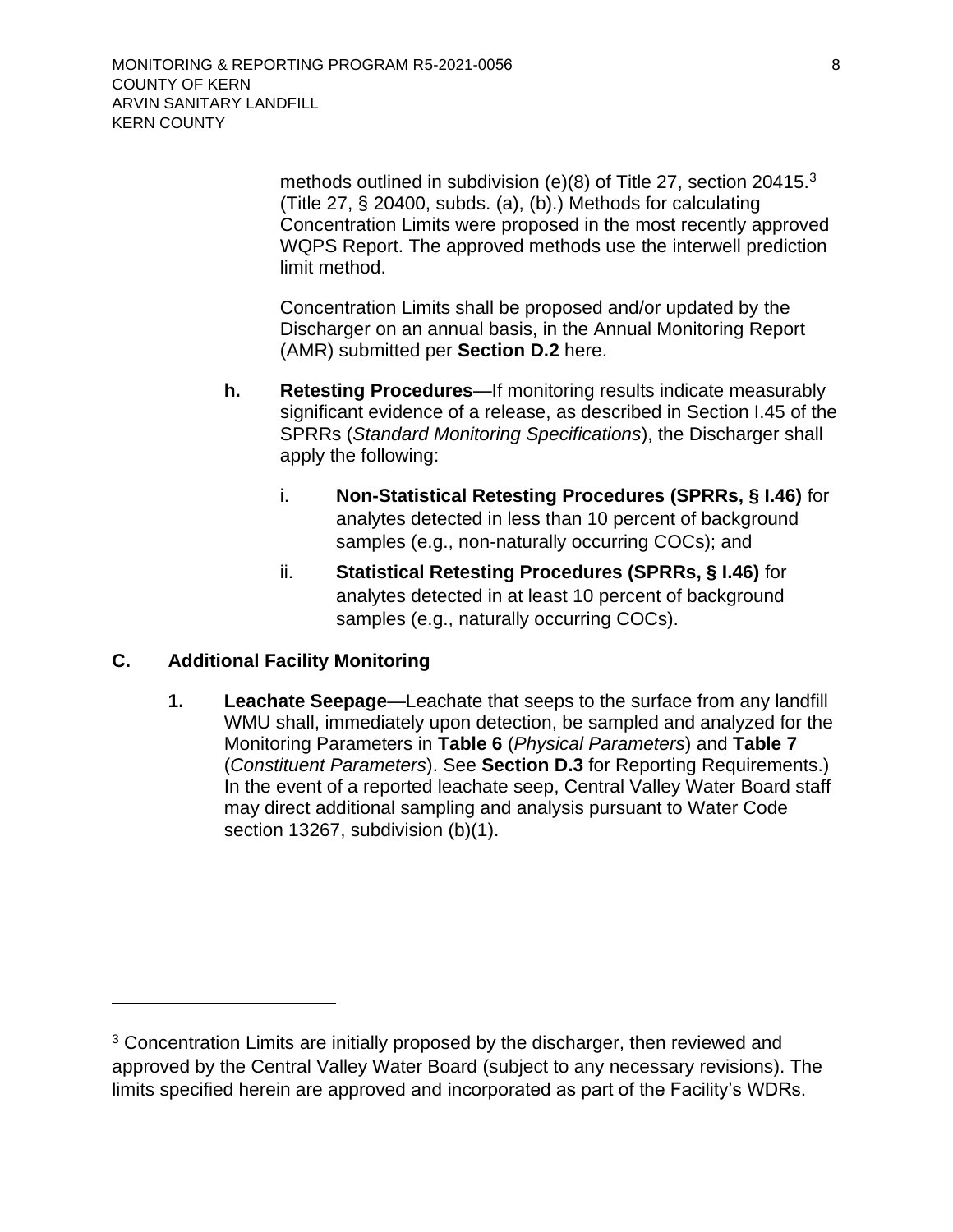methods outlined in subdivision (e)(8) of Title 27, section 20415.[3] (Title 27, § 20400, subds. (a), (b).) Methods for calculating Concentration Limits were proposed in the most recently approved WQPS Report. The approved methods use the interwell prediction limit method.

Concentration Limits shall be proposed and/or updated by the Discharger on an annual basis, in the Annual Monitoring Report (AMR) submitted per **Section D.2** here.

**h. Retesting Procedures**—If monitoring results indicate measurably significant evidence of a release, as described in Section I.45 of the SPRRs (*Standard Monitoring Specifications*), the Discharger shall apply the following:

i. **Non-Statistical Retesting Procedures (SPRRs, § I.46)** for analytes detected in less than 10 percent of background samples (e.g., non-naturally occurring COCs); and

ii. **Statistical Retesting Procedures (SPRRs, § I.46)** for analytes detected in at least 10 percent of background samples (e.g., naturally occurring COCs).

## C. Additional Facility Monitoring

**1. Leachate Seepage**—Leachate that seeps to the surface from any landfill WMU shall, immediately upon detection, be sampled and analyzed for the Monitoring Parameters in **Table 6** (*Physical Parameters*) and **Table 7** (*Constituent Parameters*). See **Section D.3** for Reporting Requirements.) In the event of a reported leachate seep, Central Valley Water Board staff may direct additional sampling and analysis pursuant to Water Code section 13267, subdivision (b)(1).

---

[3] Concentration Limits are initially proposed by the discharger, then reviewed and approved by the Central Valley Water Board (subject to any necessary revisions). The limits specified herein are approved and incorporated as part of the Facility's WDRs.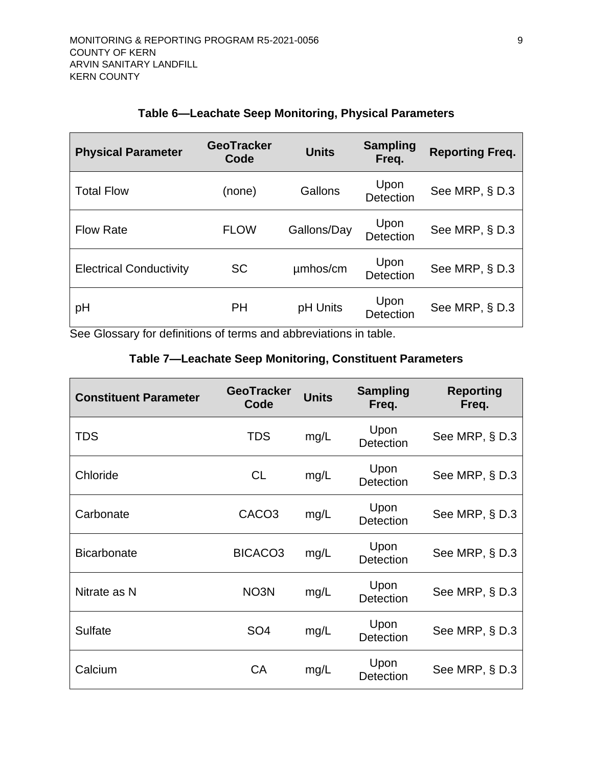**Table 6—Leachate Seep Monitoring, Physical Parameters**

| Physical Parameter | GeoTracker Code | Units | Sampling Freq. | Reporting Freq. |
|---|---|---|---|---|
| Total Flow | (none) | Gallons | Upon Detection | See MRP, § D.3 |
| Flow Rate | FLOW | Gallons/Day | Upon Detection | See MRP, § D.3 |
| Electrical Conductivity | SC | µmhos/cm | Upon Detection | See MRP, § D.3 |
| pH | PH | pH Units | Upon Detection | See MRP, § D.3 |

See Glossary for definitions of terms and abbreviations in table.

**Table 7—Leachate Seep Monitoring, Constituent Parameters**

| Constituent Parameter | GeoTracker Code | Units | Sampling Freq. | Reporting Freq. |
|---|---|---|---|---|
| TDS | TDS | mg/L | Upon Detection | See MRP, § D.3 |
| Chloride | CL | mg/L | Upon Detection | See MRP, § D.3 |
| Carbonate | CACO3 | mg/L | Upon Detection | See MRP, § D.3 |
| Bicarbonate | BICACO3 | mg/L | Upon Detection | See MRP, § D.3 |
| Nitrate as N | NO3N | mg/L | Upon Detection | See MRP, § D.3 |
| Sulfate | SO4 | mg/L | Upon Detection | See MRP, § D.3 |
| Calcium | CA | mg/L | Upon Detection | See MRP, § D.3 |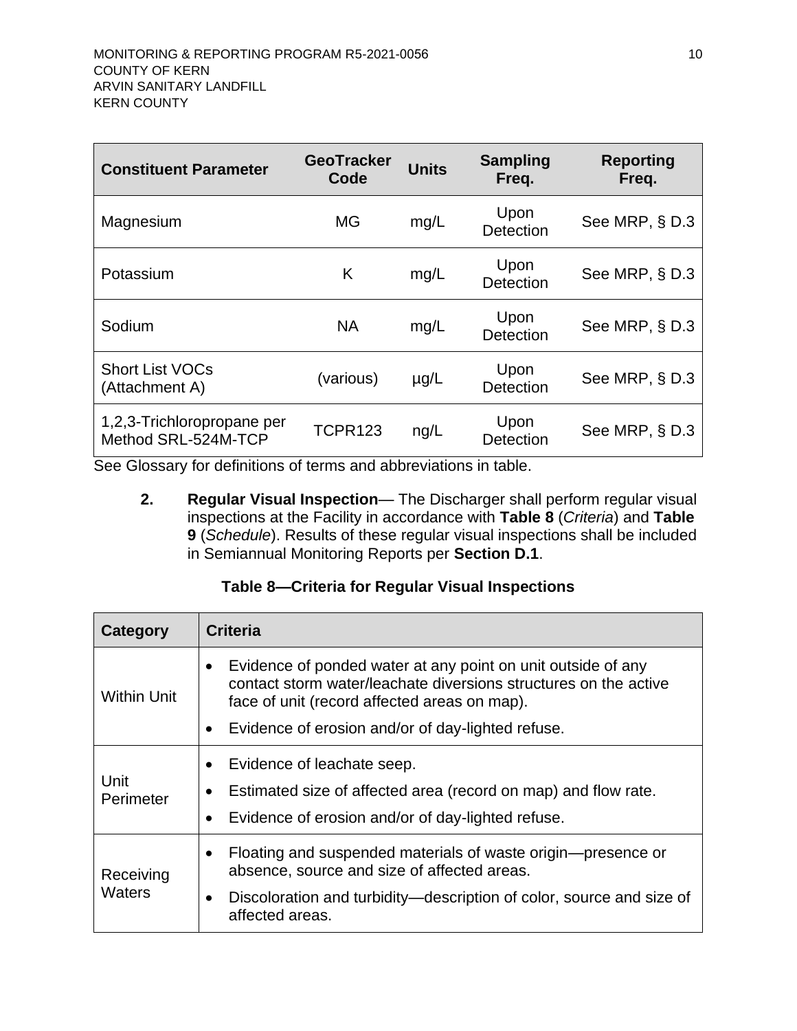| Constituent Parameter | GeoTracker Code | Units | Sampling Freq. | Reporting Freq. |
|---|---|---|---|---|
| Magnesium | MG | mg/L | Upon Detection | See MRP, § D.3 |
| Potassium | K | mg/L | Upon Detection | See MRP, § D.3 |
| Sodium | NA | mg/L | Upon Detection | See MRP, § D.3 |
| Short List VOCs (Attachment A) | (various) | µg/L | Upon Detection | See MRP, § D.3 |
| 1,2,3-Trichloropropane per Method SRL-524M-TCP | TCPR123 | ng/L | Upon Detection | See MRP, § D.3 |

See Glossary for definitions of terms and abbreviations in table.

**2. Regular Visual Inspection**— The Discharger shall perform regular visual inspections at the Facility in accordance with **Table 8** (*Criteria*) and **Table 9** (*Schedule*). Results of these regular visual inspections shall be included in Semiannual Monitoring Reports per **Section D.1**.

**Table 8—Criteria for Regular Visual Inspections**

| Category | Criteria |
|---|---|
| Within Unit | • Evidence of ponded water at any point on unit outside of any contact storm water/leachate diversions structures on the active face of unit (record affected areas on map).<br>• Evidence of erosion and/or of day-lighted refuse. |
| Unit Perimeter | • Evidence of leachate seep.<br>• Estimated size of affected area (record on map) and flow rate.<br>• Evidence of erosion and/or of day-lighted refuse. |
| Receiving Waters | • Floating and suspended materials of waste origin—presence or absence, source and size of affected areas.<br>• Discoloration and turbidity—description of color, source and size of affected areas. |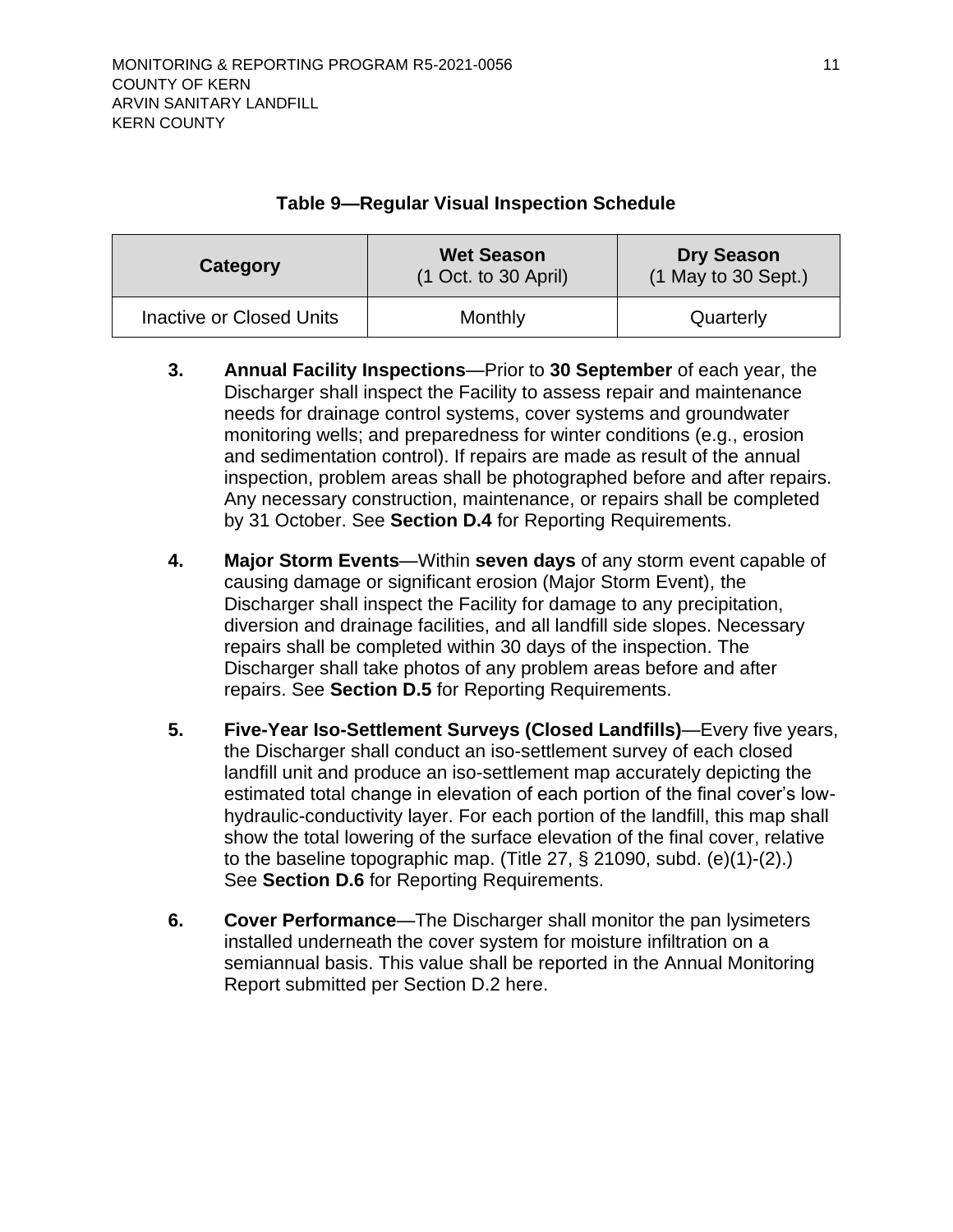**Table 9—Regular Visual Inspection Schedule**

| Category | Wet Season (1 Oct. to 30 April) | Dry Season (1 May to 30 Sept.) |
|---|---|---|
| Inactive or Closed Units | Monthly | Quarterly |

3. **Annual Facility Inspections**—Prior to **30 September** of each year, the Discharger shall inspect the Facility to assess repair and maintenance needs for drainage control systems, cover systems and groundwater monitoring wells; and preparedness for winter conditions (e.g., erosion and sedimentation control). If repairs are made as result of the annual inspection, problem areas shall be photographed before and after repairs. Any necessary construction, maintenance, or repairs shall be completed by 31 October. See **Section D.4** for Reporting Requirements.

4. **Major Storm Events**—Within **seven days** of any storm event capable of causing damage or significant erosion (Major Storm Event), the Discharger shall inspect the Facility for damage to any precipitation, diversion and drainage facilities, and all landfill side slopes. Necessary repairs shall be completed within 30 days of the inspection. The Discharger shall take photos of any problem areas before and after repairs. See **Section D.5** for Reporting Requirements.

5. **Five-Year Iso-Settlement Surveys (Closed Landfills)**—Every five years, the Discharger shall conduct an iso-settlement survey of each closed landfill unit and produce an iso-settlement map accurately depicting the estimated total change in elevation of each portion of the final cover's low-hydraulic-conductivity layer. For each portion of the landfill, this map shall show the total lowering of the surface elevation of the final cover, relative to the baseline topographic map. (Title 27, § 21090, subd. (e)(1)-(2).) See **Section D.6** for Reporting Requirements.

6. **Cover Performance**—The Discharger shall monitor the pan lysimeters installed underneath the cover system for moisture infiltration on a semiannual basis. This value shall be reported in the Annual Monitoring Report submitted per Section D.2 here.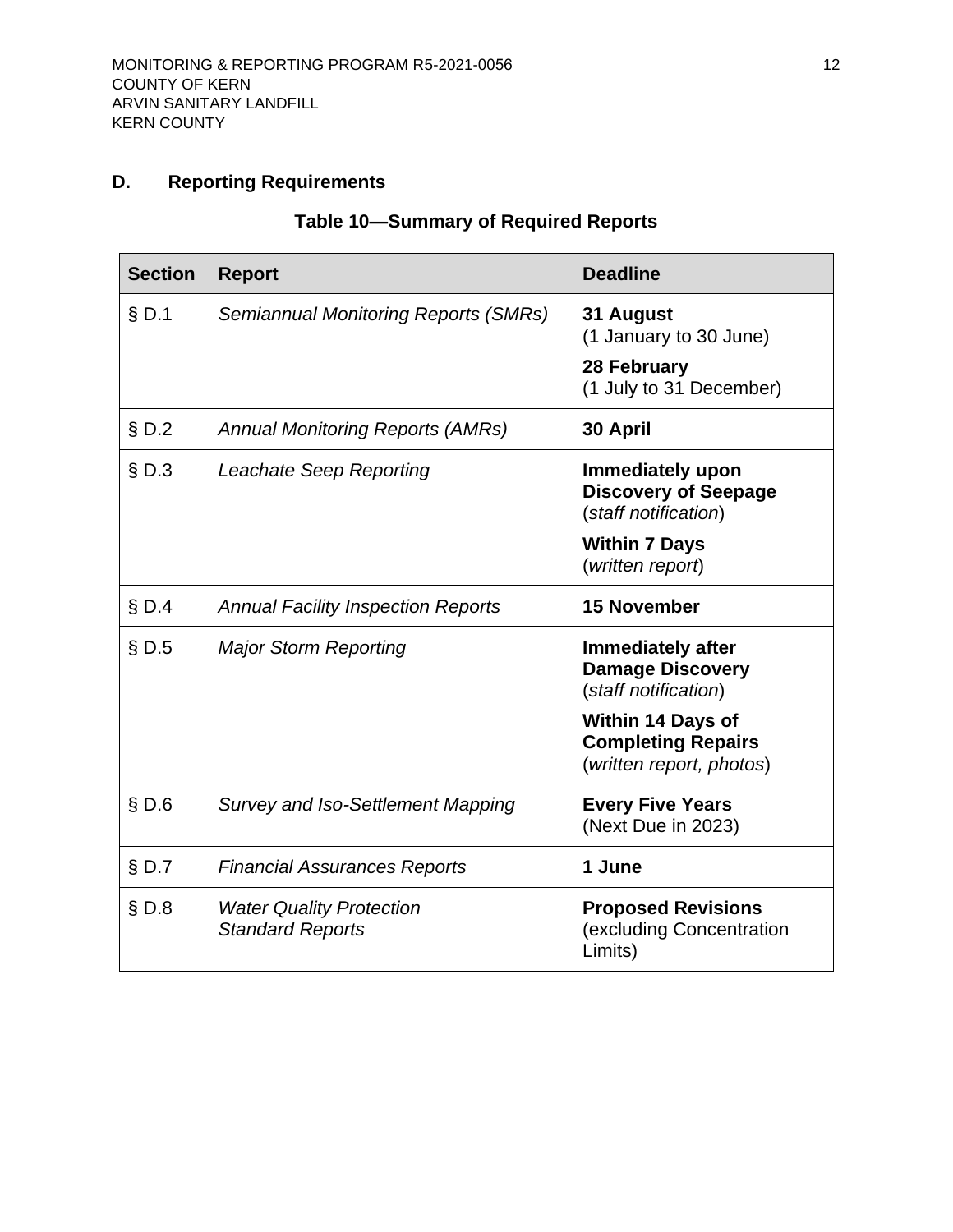## D. Reporting Requirements

**Table 10—Summary of Required Reports**

| Section | Report | Deadline |
|---|---|---|
| § D.1 | *Semiannual Monitoring Reports (SMRs)* | **31 August** (1 January to 30 June)<br>**28 February** (1 July to 31 December) |
| § D.2 | *Annual Monitoring Reports (AMRs)* | **30 April** |
| § D.3 | *Leachate Seep Reporting* | **Immediately upon Discovery of Seepage** (*staff notification*)<br>**Within 7 Days** (*written report*) |
| § D.4 | *Annual Facility Inspection Reports* | **15 November** |
| § D.5 | *Major Storm Reporting* | **Immediately after Damage Discovery** (*staff notification*)<br>**Within 14 Days of Completing Repairs** (*written report, photos*) |
| § D.6 | *Survey and Iso-Settlement Mapping* | **Every Five Years** (Next Due in 2023) |
| § D.7 | *Financial Assurances Reports* | **1 June** |
| § D.8 | *Water Quality Protection Standard Reports* | **Proposed Revisions** (excluding Concentration Limits) |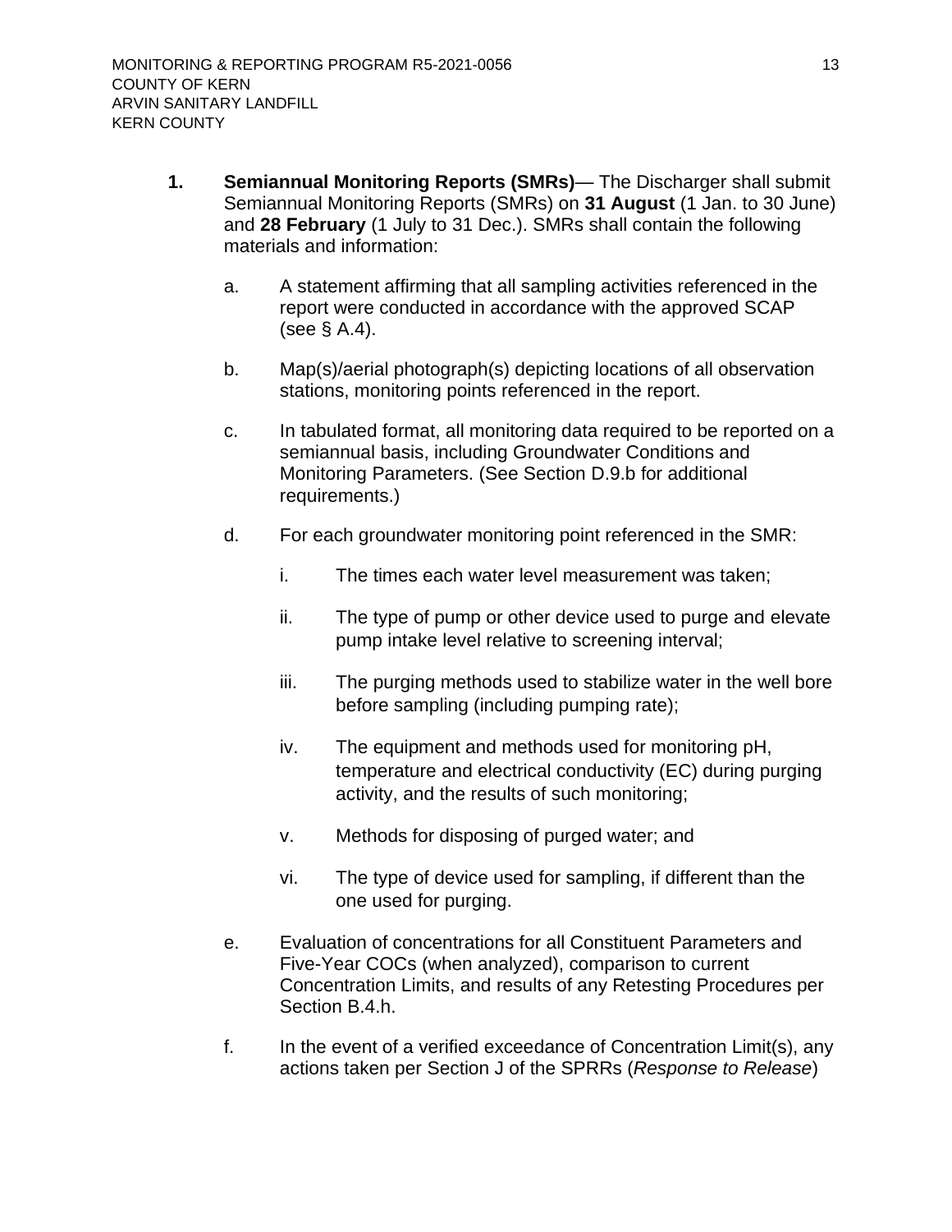1. **Semiannual Monitoring Reports (SMRs)**— The Discharger shall submit Semiannual Monitoring Reports (SMRs) on **31 August** (1 Jan. to 30 June) and **28 February** (1 July to 31 Dec.). SMRs shall contain the following materials and information:

   a. A statement affirming that all sampling activities referenced in the report were conducted in accordance with the approved SCAP (see § A.4).

   b. Map(s)/aerial photograph(s) depicting locations of all observation stations, monitoring points referenced in the report.

   c. In tabulated format, all monitoring data required to be reported on a semiannual basis, including Groundwater Conditions and Monitoring Parameters. (See Section D.9.b for additional requirements.)

   d. For each groundwater monitoring point referenced in the SMR:

      i. The times each water level measurement was taken;

      ii. The type of pump or other device used to purge and elevate pump intake level relative to screening interval;

      iii. The purging methods used to stabilize water in the well bore before sampling (including pumping rate);

      iv. The equipment and methods used for monitoring pH, temperature and electrical conductivity (EC) during purging activity, and the results of such monitoring;

      v. Methods for disposing of purged water; and

      vi. The type of device used for sampling, if different than the one used for purging.

   e. Evaluation of concentrations for all Constituent Parameters and Five-Year COCs (when analyzed), comparison to current Concentration Limits, and results of any Retesting Procedures per Section B.4.h.

   f. In the event of a verified exceedance of Concentration Limit(s), any actions taken per Section J of the SPRRs (*Response to Release*)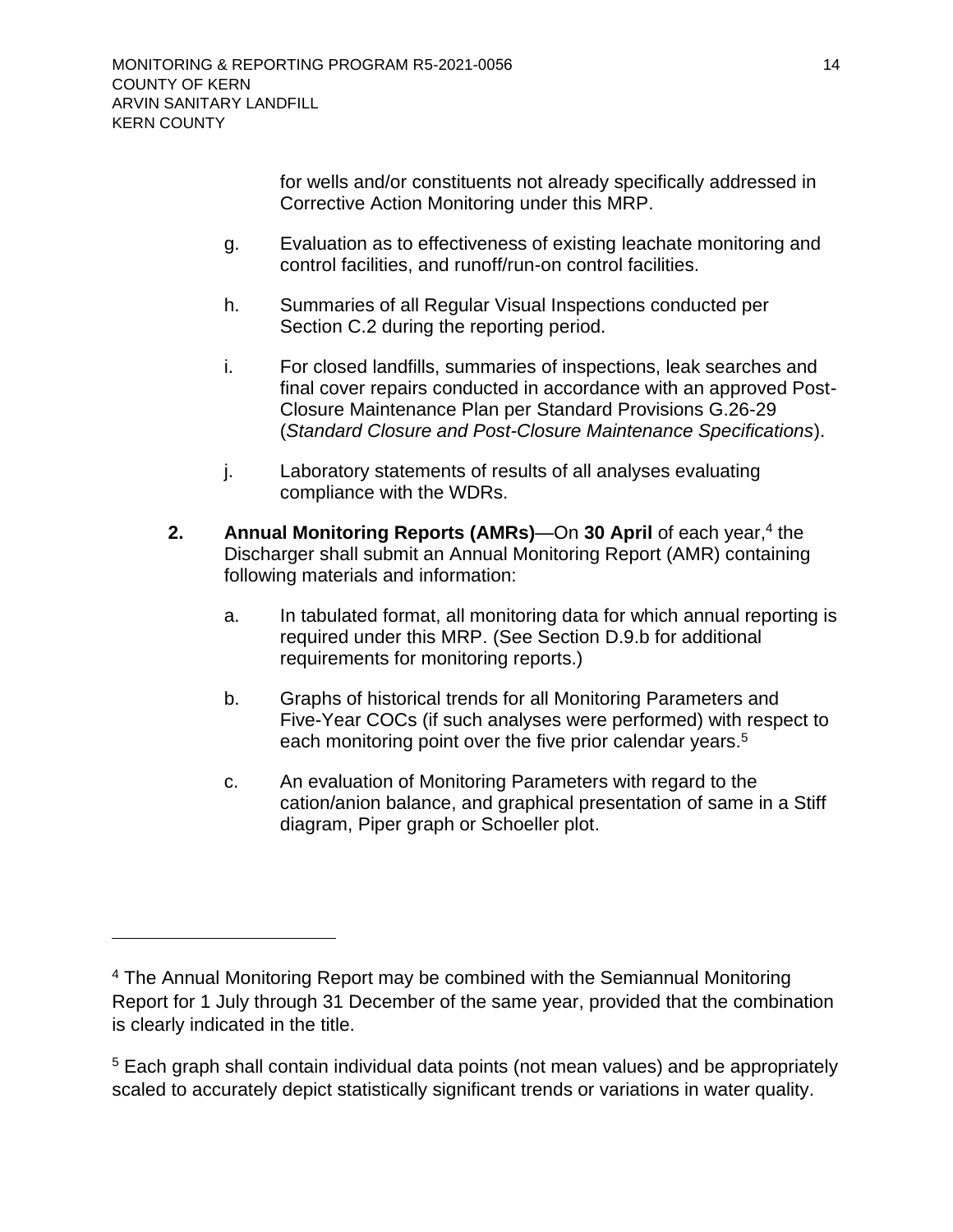for wells and/or constituents not already specifically addressed in Corrective Action Monitoring under this MRP.

g. Evaluation as to effectiveness of existing leachate monitoring and control facilities, and runoff/run-on control facilities.

h. Summaries of all Regular Visual Inspections conducted per Section C.2 during the reporting period.

i. For closed landfills, summaries of inspections, leak searches and final cover repairs conducted in accordance with an approved Post-Closure Maintenance Plan per Standard Provisions G.26-29 (*Standard Closure and Post-Closure Maintenance Specifications*).

j. Laboratory statements of results of all analyses evaluating compliance with the WDRs.

**2. Annual Monitoring Reports (AMRs)**—On **30 April** of each year,[4] the Discharger shall submit an Annual Monitoring Report (AMR) containing following materials and information:

a. In tabulated format, all monitoring data for which annual reporting is required under this MRP. (See Section D.9.b for additional requirements for monitoring reports.)

b. Graphs of historical trends for all Monitoring Parameters and Five-Year COCs (if such analyses were performed) with respect to each monitoring point over the five prior calendar years.[5]

c. An evaluation of Monitoring Parameters with regard to the cation/anion balance, and graphical presentation of same in a Stiff diagram, Piper graph or Schoeller plot.

---

[4] The Annual Monitoring Report may be combined with the Semiannual Monitoring Report for 1 July through 31 December of the same year, provided that the combination is clearly indicated in the title.

[5] Each graph shall contain individual data points (not mean values) and be appropriately scaled to accurately depict statistically significant trends or variations in water quality.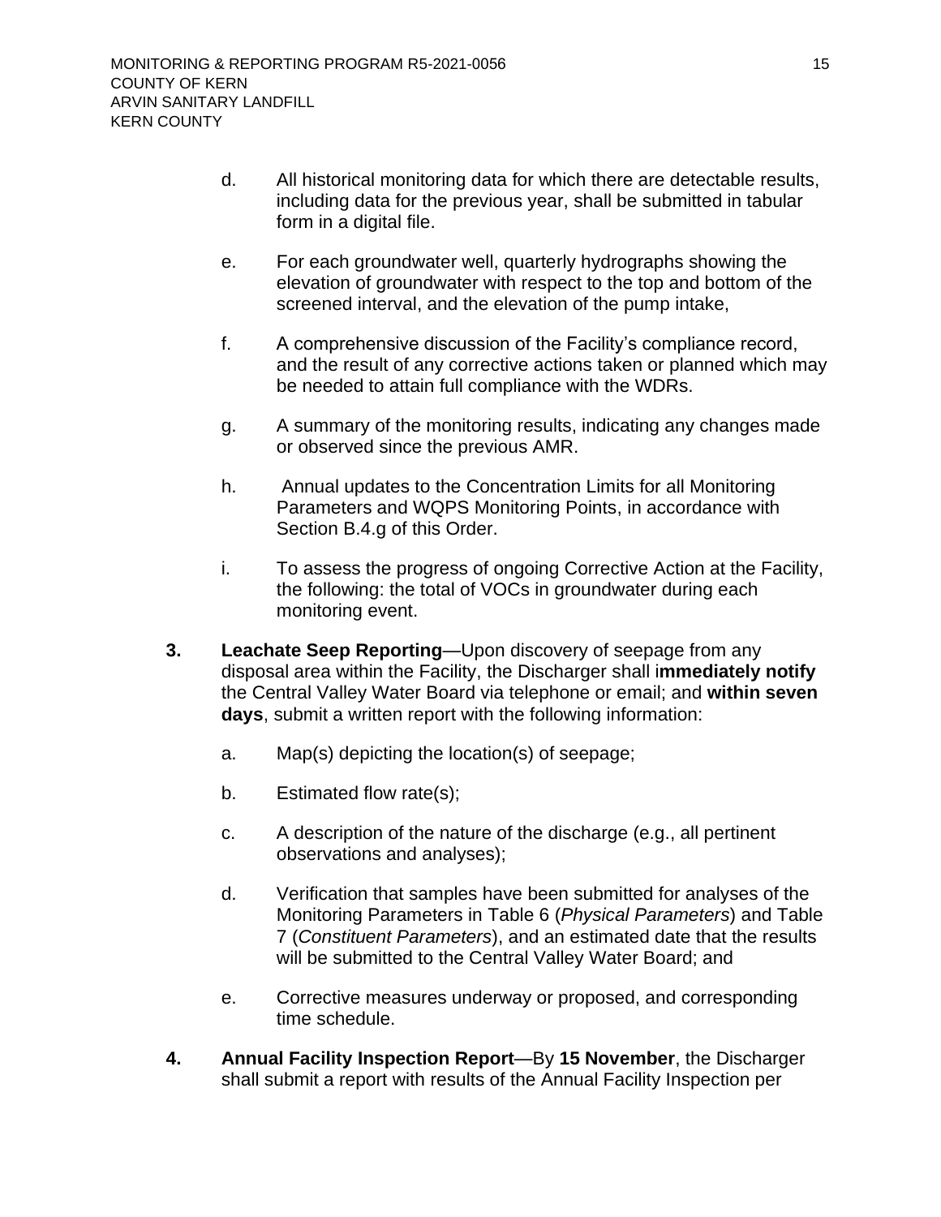d. All historical monitoring data for which there are detectable results, including data for the previous year, shall be submitted in tabular form in a digital file.

e. For each groundwater well, quarterly hydrographs showing the elevation of groundwater with respect to the top and bottom of the screened interval, and the elevation of the pump intake,

f. A comprehensive discussion of the Facility's compliance record, and the result of any corrective actions taken or planned which may be needed to attain full compliance with the WDRs.

g. A summary of the monitoring results, indicating any changes made or observed since the previous AMR.

h. Annual updates to the Concentration Limits for all Monitoring Parameters and WQPS Monitoring Points, in accordance with Section B.4.g of this Order.

i. To assess the progress of ongoing Corrective Action at the Facility, the following: the total of VOCs in groundwater during each monitoring event.

**3. Leachate Seep Reporting**—Upon discovery of seepage from any disposal area within the Facility, the Discharger shall i**mmediately notify** the Central Valley Water Board via telephone or email; and **within seven days**, submit a written report with the following information:

a. Map(s) depicting the location(s) of seepage;

b. Estimated flow rate(s);

c. A description of the nature of the discharge (e.g., all pertinent observations and analyses);

d. Verification that samples have been submitted for analyses of the Monitoring Parameters in Table 6 (*Physical Parameters*) and Table 7 (*Constituent Parameters*), and an estimated date that the results will be submitted to the Central Valley Water Board; and

e. Corrective measures underway or proposed, and corresponding time schedule.

**4. Annual Facility Inspection Report**—By **15 November**, the Discharger shall submit a report with results of the Annual Facility Inspection per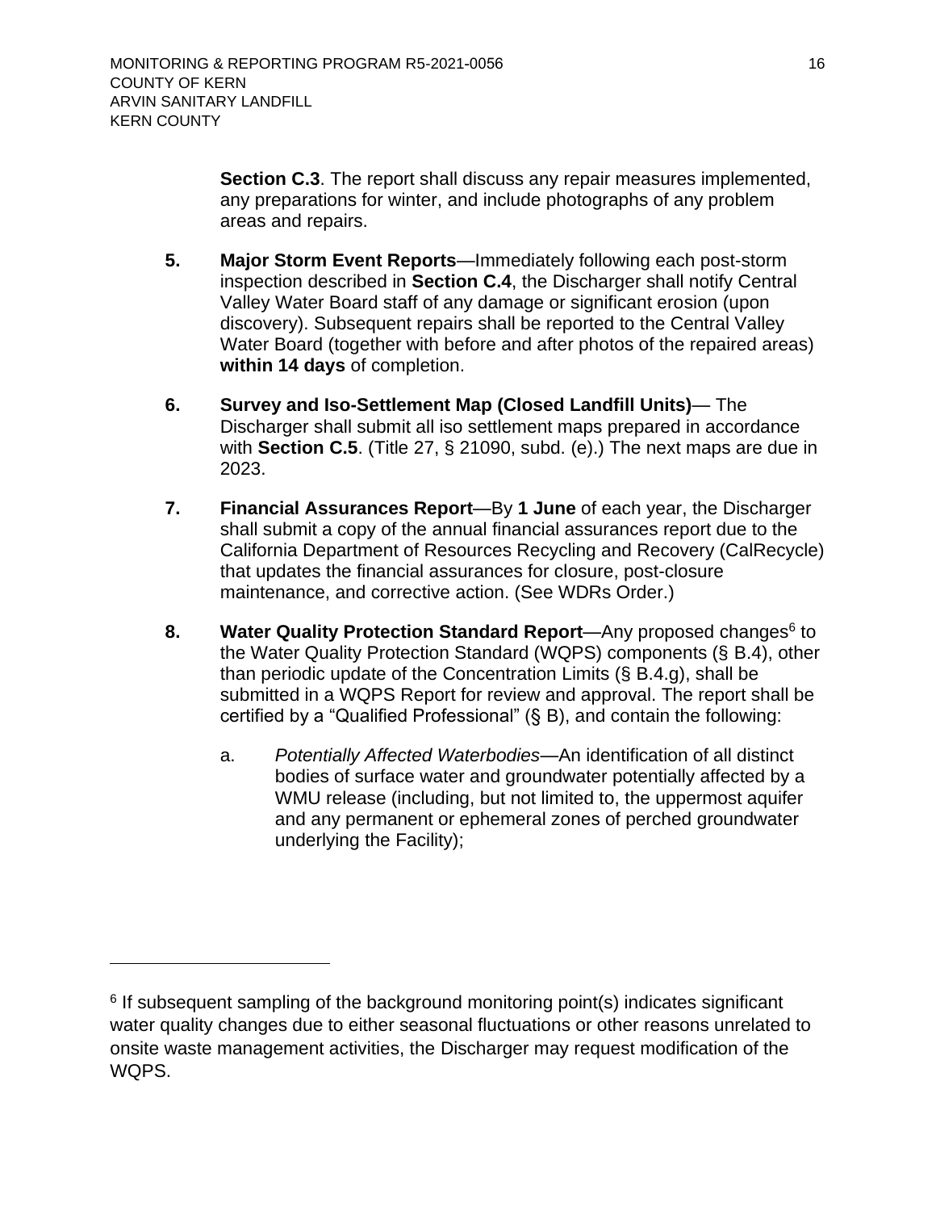**Section C.3**. The report shall discuss any repair measures implemented, any preparations for winter, and include photographs of any problem areas and repairs.

5. **Major Storm Event Reports**—Immediately following each post-storm inspection described in **Section C.4**, the Discharger shall notify Central Valley Water Board staff of any damage or significant erosion (upon discovery). Subsequent repairs shall be reported to the Central Valley Water Board (together with before and after photos of the repaired areas) **within 14 days** of completion.

6. **Survey and Iso-Settlement Map (Closed Landfill Units)**— The Discharger shall submit all iso settlement maps prepared in accordance with **Section C.5**. (Title 27, § 21090, subd. (e).) The next maps are due in 2023.

7. **Financial Assurances Report**—By **1 June** of each year, the Discharger shall submit a copy of the annual financial assurances report due to the California Department of Resources Recycling and Recovery (CalRecycle) that updates the financial assurances for closure, post-closure maintenance, and corrective action. (See WDRs Order.)

8. **Water Quality Protection Standard Report**—Any proposed changes[6] to the Water Quality Protection Standard (WQPS) components (§ B.4), other than periodic update of the Concentration Limits (§ B.4.g), shall be submitted in a WQPS Report for review and approval. The report shall be certified by a "Qualified Professional" (§ B), and contain the following:

   a. *Potentially Affected Waterbodies*—An identification of all distinct bodies of surface water and groundwater potentially affected by a WMU release (including, but not limited to, the uppermost aquifer and any permanent or ephemeral zones of perched groundwater underlying the Facility);

[6] If subsequent sampling of the background monitoring point(s) indicates significant water quality changes due to either seasonal fluctuations or other reasons unrelated to onsite waste management activities, the Discharger may request modification of the WQPS.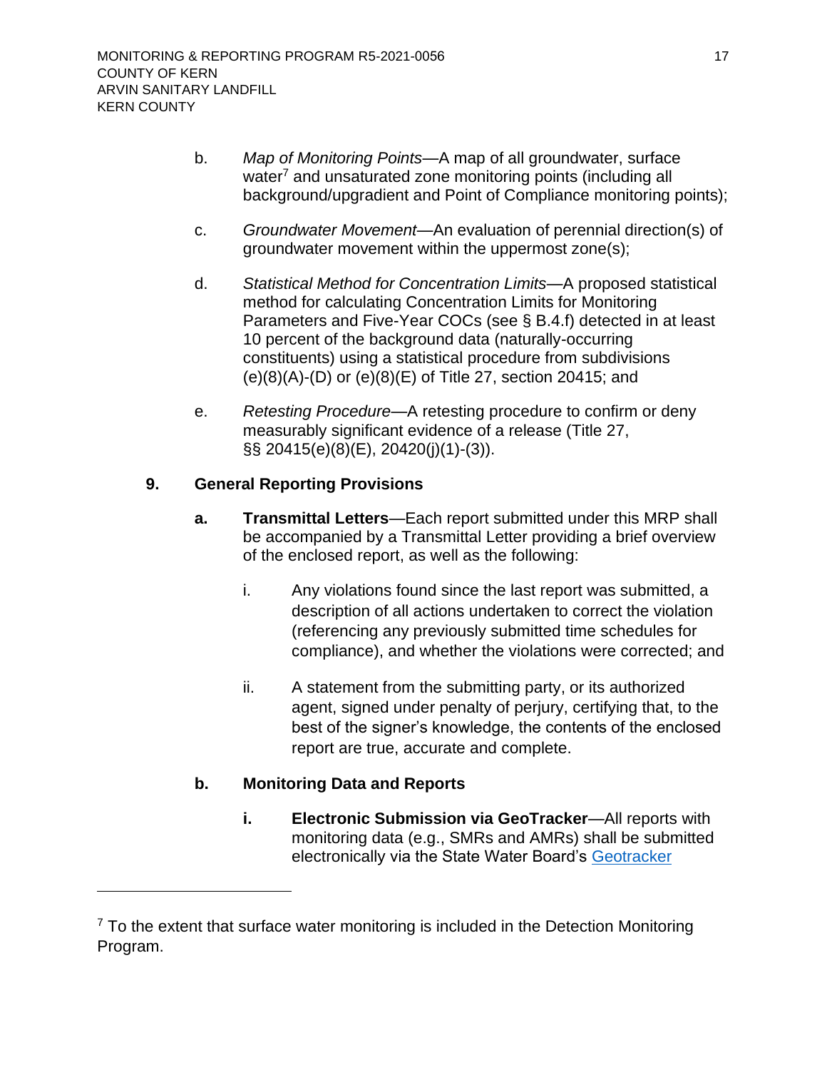b. *Map of Monitoring Points*—A map of all groundwater, surface water[7] and unsaturated zone monitoring points (including all background/upgradient and Point of Compliance monitoring points);

c. *Groundwater Movement*—An evaluation of perennial direction(s) of groundwater movement within the uppermost zone(s);

d. *Statistical Method for Concentration Limits*—A proposed statistical method for calculating Concentration Limits for Monitoring Parameters and Five-Year COCs (see § B.4.f) detected in at least 10 percent of the background data (naturally-occurring constituents) using a statistical procedure from subdivisions (e)(8)(A)-(D) or (e)(8)(E) of Title 27, section 20415; and

e. *Retesting Procedure*—A retesting procedure to confirm or deny measurably significant evidence of a release (Title 27, §§ 20415(e)(8)(E), 20420(j)(1)-(3)).

## 9. General Reporting Provisions

**a. Transmittal Letters**—Each report submitted under this MRP shall be accompanied by a Transmittal Letter providing a brief overview of the enclosed report, as well as the following:

i. Any violations found since the last report was submitted, a description of all actions undertaken to correct the violation (referencing any previously submitted time schedules for compliance), and whether the violations were corrected; and

ii. A statement from the submitting party, or its authorized agent, signed under penalty of perjury, certifying that, to the best of the signer's knowledge, the contents of the enclosed report are true, accurate and complete.

**b. Monitoring Data and Reports**

**i. Electronic Submission via GeoTracker**—All reports with monitoring data (e.g., SMRs and AMRs) shall be submitted electronically via the State Water Board's Geotracker

---

[7] To the extent that surface water monitoring is included in the Detection Monitoring Program.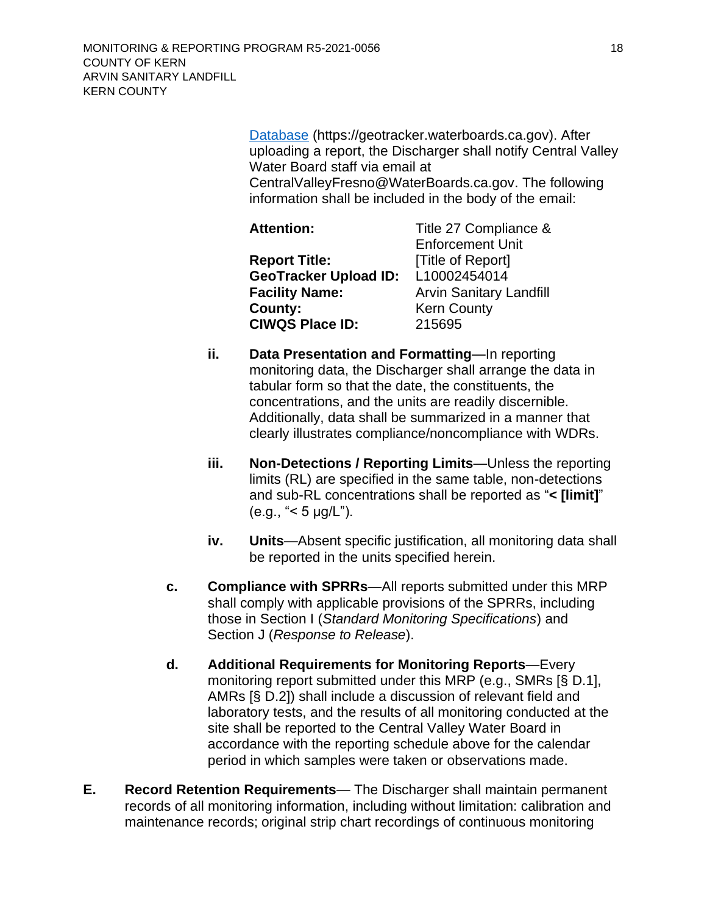[Database](https://geotracker.waterboards.ca.gov) (https://geotracker.waterboards.ca.gov). After uploading a report, the Discharger shall notify Central Valley Water Board staff via email at CentralValleyFresno@WaterBoards.ca.gov. The following information shall be included in the body of the email:

| | |
|---|---|
| **Attention:** | Title 27 Compliance & Enforcement Unit |
| **Report Title:** | [Title of Report] |
| **GeoTracker Upload ID:** | L10002454014 |
| **Facility Name:** | Arvin Sanitary Landfill |
| **County:** | Kern County |
| **CIWQS Place ID:** | 215695 |

ii. **Data Presentation and Formatting**—In reporting monitoring data, the Discharger shall arrange the data in tabular form so that the date, the constituents, the concentrations, and the units are readily discernible. Additionally, data shall be summarized in a manner that clearly illustrates compliance/noncompliance with WDRs.

iii. **Non-Detections / Reporting Limits**—Unless the reporting limits (RL) are specified in the same table, non-detections and sub-RL concentrations shall be reported as "**< [limit]**" (e.g., "< 5 µg/L").

iv. **Units**—Absent specific justification, all monitoring data shall be reported in the units specified herein.

c. **Compliance with SPRRs**—All reports submitted under this MRP shall comply with applicable provisions of the SPRRs, including those in Section I (*Standard Monitoring Specifications*) and Section J (*Response to Release*).

d. **Additional Requirements for Monitoring Reports**—Every monitoring report submitted under this MRP (e.g., SMRs [§ D.1], AMRs [§ D.2]) shall include a discussion of relevant field and laboratory tests, and the results of all monitoring conducted at the site shall be reported to the Central Valley Water Board in accordance with the reporting schedule above for the calendar period in which samples were taken or observations made.

**E. Record Retention Requirements**— The Discharger shall maintain permanent records of all monitoring information, including without limitation: calibration and maintenance records; original strip chart recordings of continuous monitoring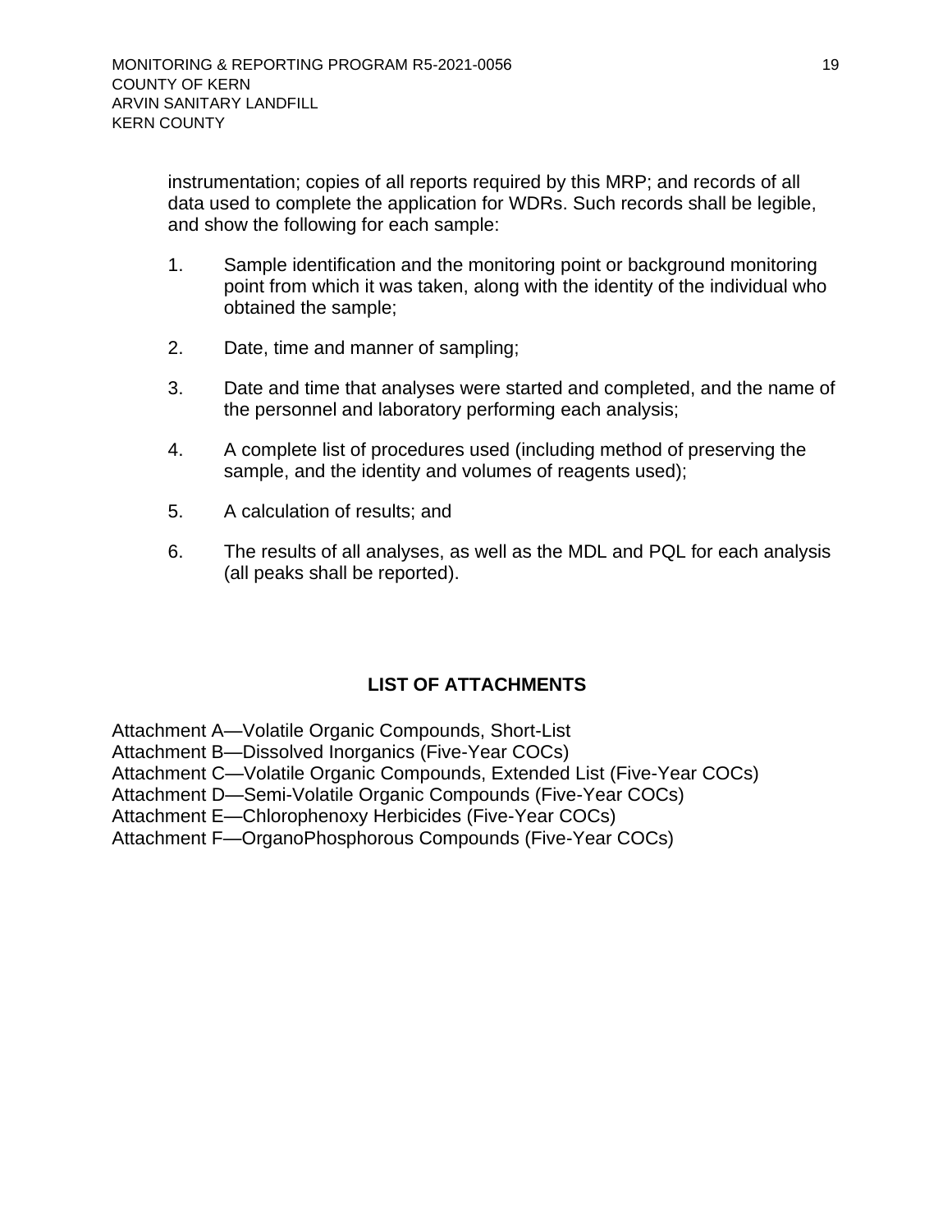instrumentation; copies of all reports required by this MRP; and records of all data used to complete the application for WDRs. Such records shall be legible, and show the following for each sample:

1. Sample identification and the monitoring point or background monitoring point from which it was taken, along with the identity of the individual who obtained the sample;

2. Date, time and manner of sampling;

3. Date and time that analyses were started and completed, and the name of the personnel and laboratory performing each analysis;

4. A complete list of procedures used (including method of preserving the sample, and the identity and volumes of reagents used);

5. A calculation of results; and

6. The results of all analyses, as well as the MDL and PQL for each analysis (all peaks shall be reported).

## LIST OF ATTACHMENTS

Attachment A—Volatile Organic Compounds, Short-List
Attachment B—Dissolved Inorganics (Five-Year COCs)
Attachment C—Volatile Organic Compounds, Extended List (Five-Year COCs)
Attachment D—Semi-Volatile Organic Compounds (Five-Year COCs)
Attachment E—Chlorophenoxy Herbicides (Five-Year COCs)
Attachment F—OrganoPhosphorous Compounds (Five-Year COCs)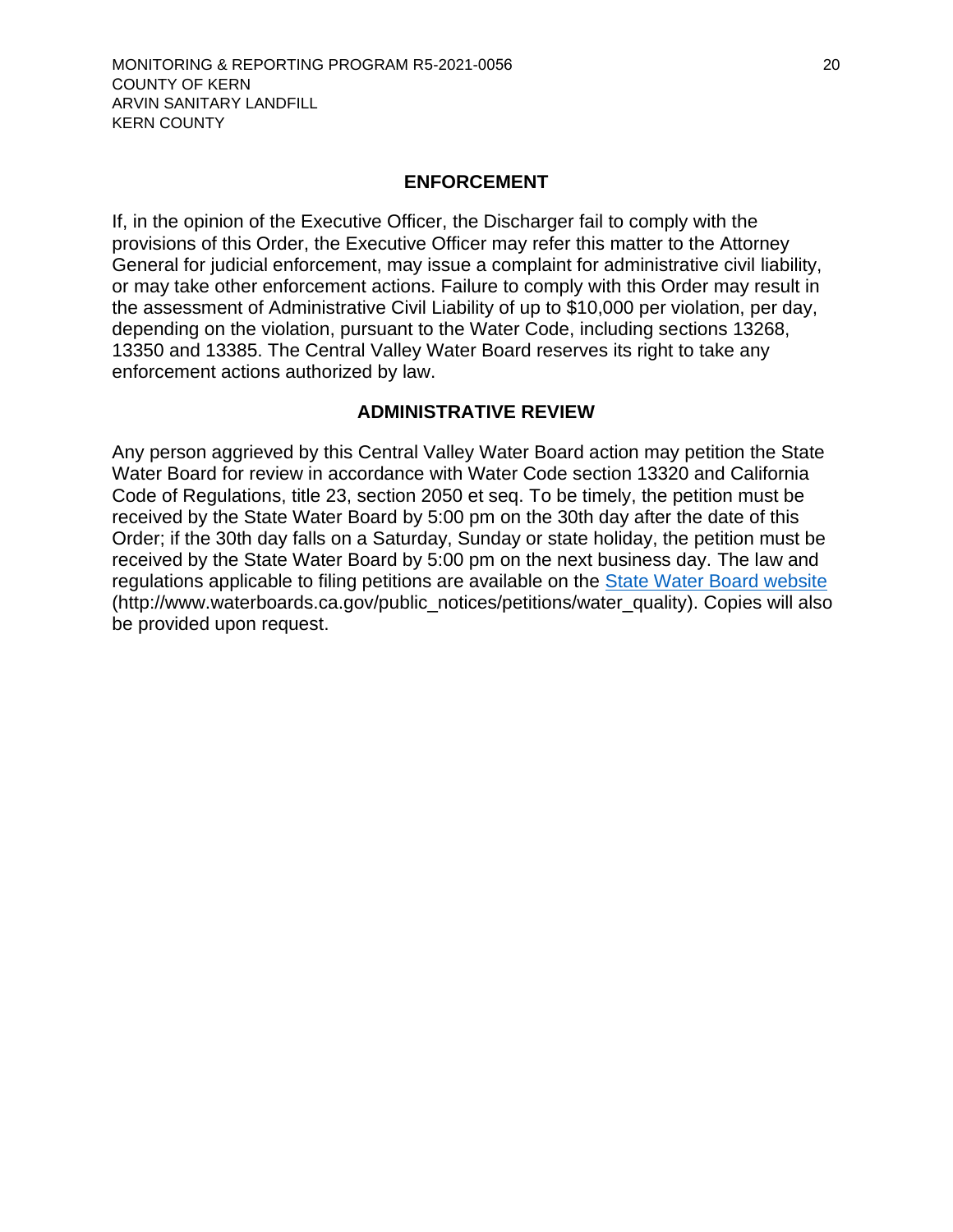## ENFORCEMENT

If, in the opinion of the Executive Officer, the Discharger fail to comply with the provisions of this Order, the Executive Officer may refer this matter to the Attorney General for judicial enforcement, may issue a complaint for administrative civil liability, or may take other enforcement actions. Failure to comply with this Order may result in the assessment of Administrative Civil Liability of up to $10,000 per violation, per day, depending on the violation, pursuant to the Water Code, including sections 13268, 13350 and 13385. The Central Valley Water Board reserves its right to take any enforcement actions authorized by law.

## ADMINISTRATIVE REVIEW

Any person aggrieved by this Central Valley Water Board action may petition the State Water Board for review in accordance with Water Code section 13320 and California Code of Regulations, title 23, section 2050 et seq. To be timely, the petition must be received by the State Water Board by 5:00 pm on the 30th day after the date of this Order; if the 30th day falls on a Saturday, Sunday or state holiday, the petition must be received by the State Water Board by 5:00 pm on the next business day. The law and regulations applicable to filing petitions are available on the [State Water Board website](http://www.waterboards.ca.gov/public_notices/petitions/water_quality) (http://www.waterboards.ca.gov/public_notices/petitions/water_quality). Copies will also be provided upon request.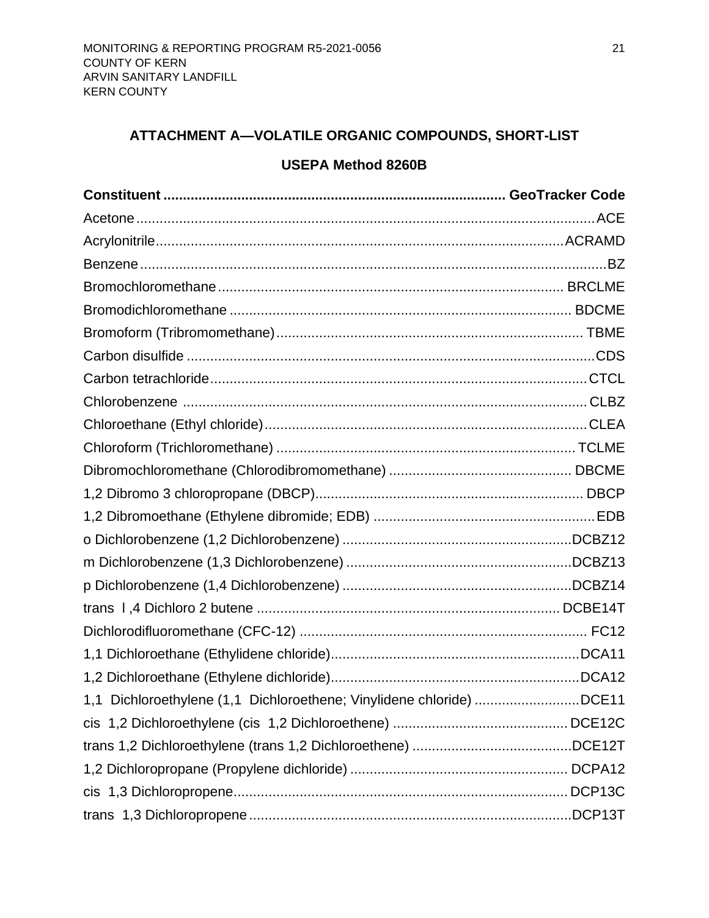## ATTACHMENT A—VOLATILE ORGANIC COMPOUNDS, SHORT-LIST

### USEPA Method 8260B

| Constituent | GeoTracker Code |
|---|---|
| Acetone | ACE |
| Acrylonitrile | ACRAMD |
| Benzene | BZ |
| Bromochloromethane | BRCLME |
| Bromodichloromethane | BDCME |
| Bromoform (Tribromomethane) | TBME |
| Carbon disulfide | CDS |
| Carbon tetrachloride | CTCL |
| Chlorobenzene | CLBZ |
| Chloroethane (Ethyl chloride) | CLEA |
| Chloroform (Trichloromethane) | TCLME |
| Dibromochloromethane (Chlorodibromomethane) | DBCME |
| 1,2 Dibromo 3 chloropropane (DBCP) | DBCP |
| 1,2 Dibromoethane (Ethylene dibromide; EDB) | EDB |
| o Dichlorobenzene (1,2 Dichlorobenzene) | DCBZ12 |
| m Dichlorobenzene (1,3 Dichlorobenzene) | DCBZ13 |
| p Dichlorobenzene (1,4 Dichlorobenzene) | DCBZ14 |
| trans l ,4 Dichloro 2 butene | DCBE14T |
| Dichlorodifluoromethane (CFC-12) | FC12 |
| 1,1 Dichloroethane (Ethylidene chloride) | DCA11 |
| 1,2 Dichloroethane (Ethylene dichloride) | DCA12 |
| 1,1 Dichloroethylene (1,1 Dichloroethene; Vinylidene chloride) | DCE11 |
| cis 1,2 Dichloroethylene (cis 1,2 Dichloroethene) | DCE12C |
| trans 1,2 Dichloroethylene (trans 1,2 Dichloroethene) | DCE12T |
| 1,2 Dichloropropane (Propylene dichloride) | DCPA12 |
| cis 1,3 Dichloropropene | DCP13C |
| trans 1,3 Dichloropropene | DCP13T |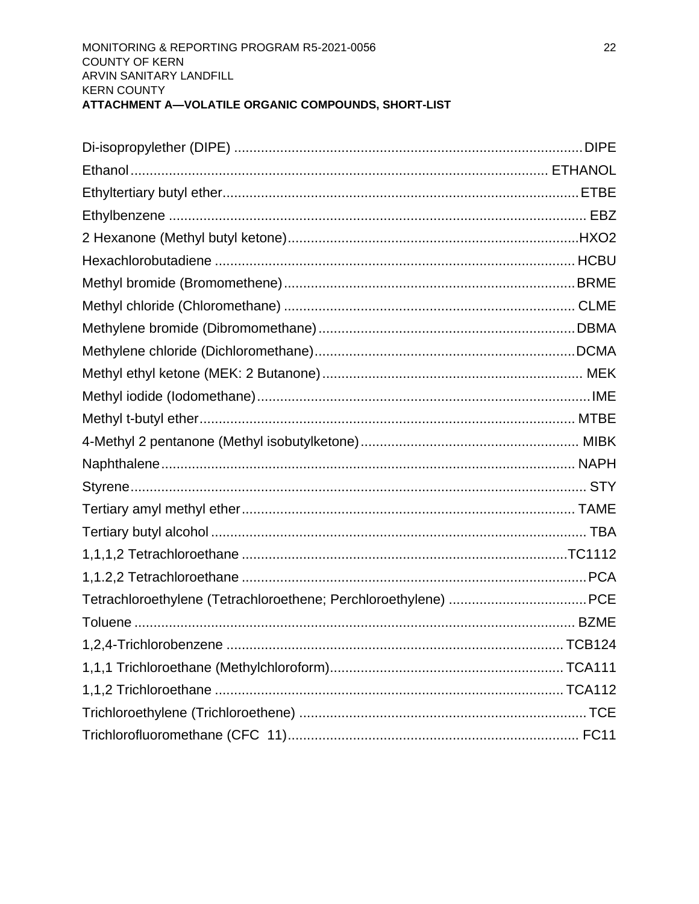**ATTACHMENT A—VOLATILE ORGANIC COMPOUNDS, SHORT-LIST**

| | |
|---|---|
| Di-isopropylether (DIPE) | DIPE |
| Ethanol | ETHANOL |
| Ethyltertiary butyl ether | ETBE |
| Ethylbenzene | EBZ |
| 2 Hexanone (Methyl butyl ketone) | HXO2 |
| Hexachlorobutadiene | HCBU |
| Methyl bromide (Bromomethene) | BRME |
| Methyl chloride (Chloromethane) | CLME |
| Methylene bromide (Dibromomethane) | DBMA |
| Methylene chloride (Dichloromethane) | DCMA |
| Methyl ethyl ketone (MEK: 2 Butanone) | MEK |
| Methyl iodide (Iodomethane) | IME |
| Methyl t-butyl ether | MTBE |
| 4-Methyl 2 pentanone (Methyl isobutylketone) | MIBK |
| Naphthalene | NAPH |
| Styrene | STY |
| Tertiary amyl methyl ether | TAME |
| Tertiary butyl alcohol | TBA |
| 1,1,1,2 Tetrachloroethane | TC1112 |
| 1,1.2,2 Tetrachloroethane | PCA |
| Tetrachloroethylene (Tetrachloroethene; Perchloroethylene) | PCE |
| Toluene | BZME |
| 1,2,4-Trichlorobenzene | TCB124 |
| 1,1,1 Trichloroethane (Methylchloroform) | TCA111 |
| 1,1,2 Trichloroethane | TCA112 |
| Trichloroethylene (Trichloroethene) | TCE |
| Trichlorofluoromethane (CFC 11) | FC11 |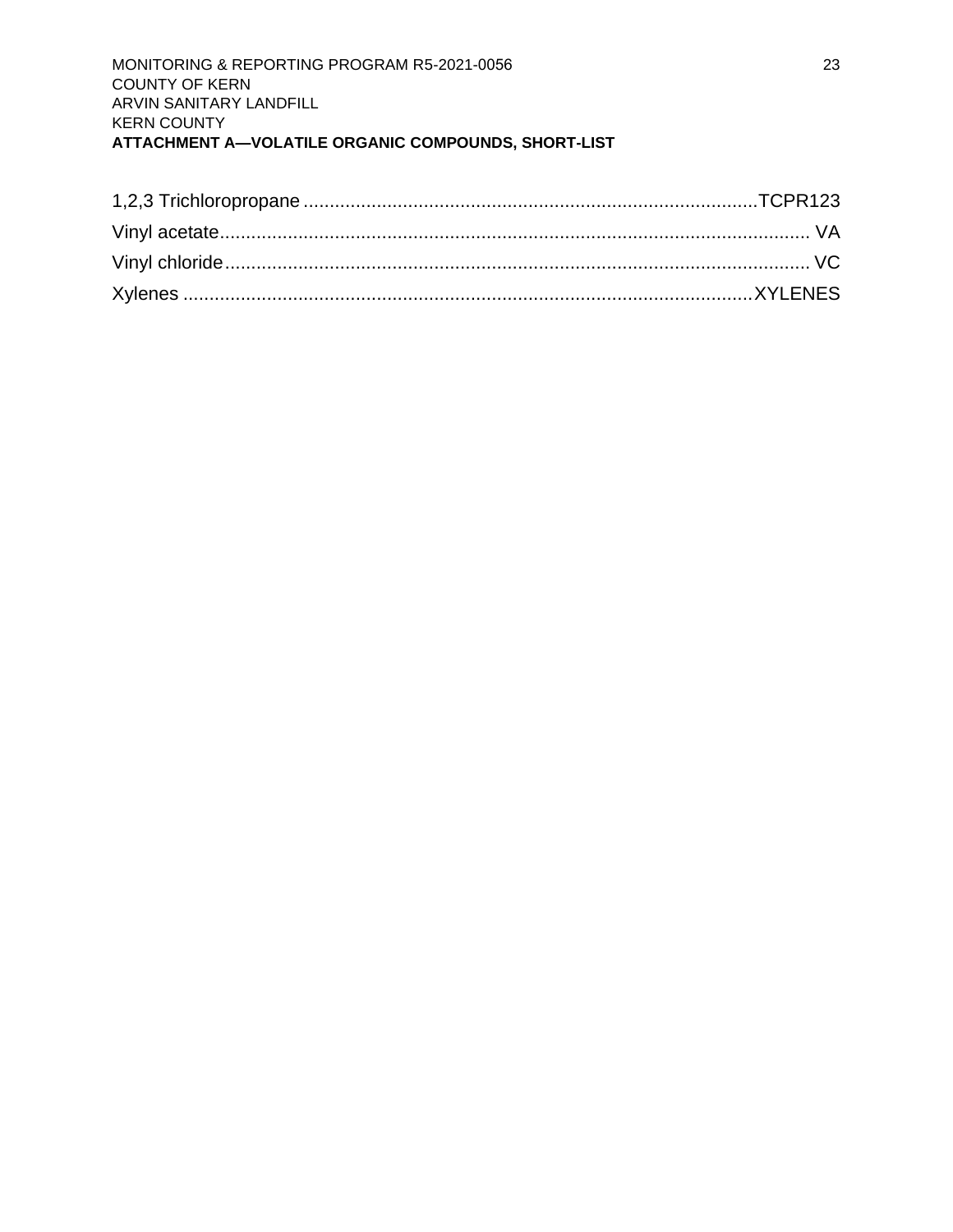| | |
|---|---|
| 1,2,3 Trichloropropane | TCPR123 |
| Vinyl acetate | VA |
| Vinyl chloride | VC |
| Xylenes | XYLENES |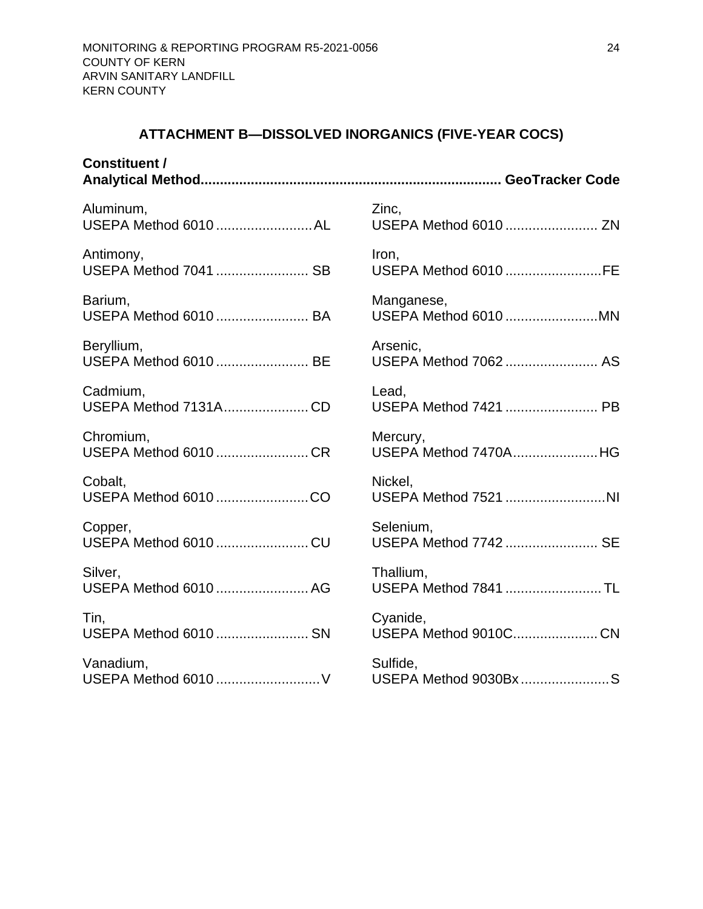## ATTACHMENT B—DISSOLVED INORGANICS (FIVE-YEAR COCS)

**Constituent /**
**Analytical Method............................................................................ GeoTracker Code**

Aluminum,
USEPA Method 6010 ......................... AL

Antimony,
USEPA Method 7041 ........................ SB

Barium,
USEPA Method 6010 ........................ BA

Beryllium,
USEPA Method 6010 ........................ BE

Cadmium,
USEPA Method 7131A...................... CD

Chromium,
USEPA Method 6010 ........................ CR

Cobalt,
USEPA Method 6010 ........................ CO

Copper,
USEPA Method 6010 ........................ CU

Silver,
USEPA Method 6010 ........................ AG

Tin,
USEPA Method 6010 ........................ SN

Vanadium,
USEPA Method 6010 ........................... V

Zinc,
USEPA Method 6010 ........................ ZN

Iron,
USEPA Method 6010 ......................... FE

Manganese,
USEPA Method 6010 ........................ MN

Arsenic,
USEPA Method 7062 ........................ AS

Lead,
USEPA Method 7421 ........................ PB

Mercury,
USEPA Method 7470A...................... HG

Nickel,
USEPA Method 7521 .......................... NI

Selenium,
USEPA Method 7742 ........................ SE

Thallium,
USEPA Method 7841 ......................... TL

Cyanide,
USEPA Method 9010C...................... CN

Sulfide,
USEPA Method 9030Bx ....................... S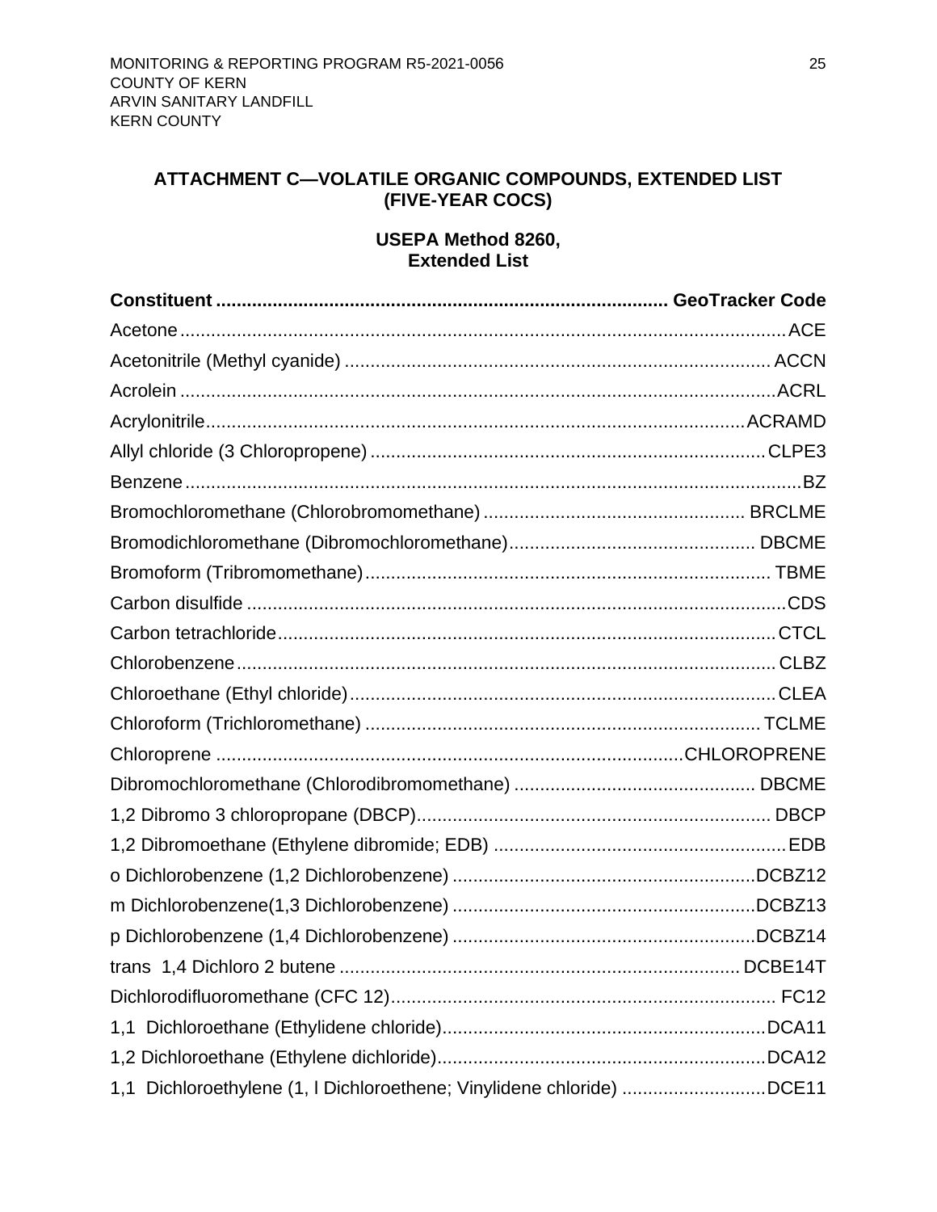## ATTACHMENT C—VOLATILE ORGANIC COMPOUNDS, EXTENDED LIST (FIVE-YEAR COCS)

### USEPA Method 8260, Extended List

| Constituent | GeoTracker Code |
|---|---|
| Acetone | ACE |
| Acetonitrile (Methyl cyanide) | ACCN |
| Acrolein | ACRL |
| Acrylonitrile | ACRAMD |
| Allyl chloride (3 Chloropropene) | CLPE3 |
| Benzene | BZ |
| Bromochloromethane (Chlorobromomethane) | BRCLME |
| Bromodichloromethane (Dibromochloromethane) | DBCME |
| Bromoform (Tribromomethane) | TBME |
| Carbon disulfide | CDS |
| Carbon tetrachloride | CTCL |
| Chlorobenzene | CLBZ |
| Chloroethane (Ethyl chloride) | CLEA |
| Chloroform (Trichloromethane) | TCLME |
| Chloroprene | CHLOROPRENE |
| Dibromochloromethane (Chlorodibromomethane) | DBCME |
| 1,2 Dibromo 3 chloropropane (DBCP) | DBCP |
| 1,2 Dibromoethane (Ethylene dibromide; EDB) | EDB |
| o Dichlorobenzene (1,2 Dichlorobenzene) | DCBZ12 |
| m Dichlorobenzene(1,3 Dichlorobenzene) | DCBZ13 |
| p Dichlorobenzene (1,4 Dichlorobenzene) | DCBZ14 |
| trans 1,4 Dichloro 2 butene | DCBE14T |
| Dichlorodifluoromethane (CFC 12) | FC12 |
| 1,1 Dichloroethane (Ethylidene chloride) | DCA11 |
| 1,2 Dichloroethane (Ethylene dichloride) | DCA12 |
| 1,1 Dichloroethylene (1, l Dichloroethene; Vinylidene chloride) | DCE11 |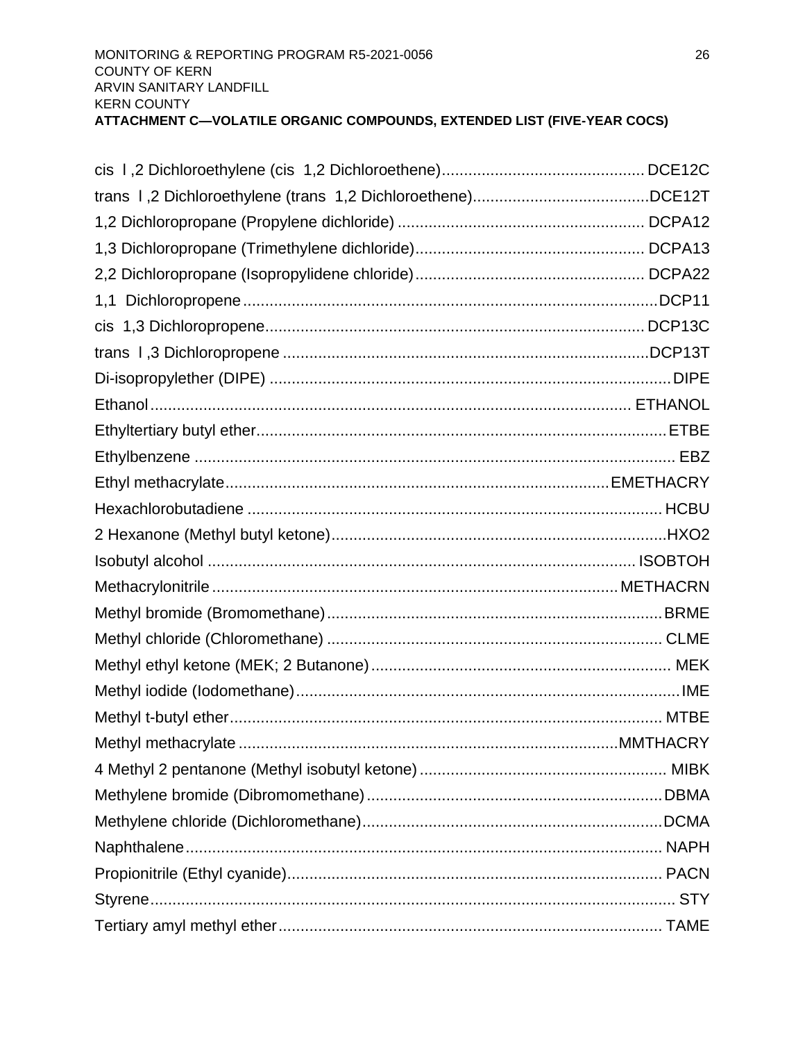**ATTACHMENT C—VOLATILE ORGANIC COMPOUNDS, EXTENDED LIST (FIVE-YEAR COCS)**

cis l ,2 Dichloroethylene (cis 1,2 Dichloroethene) .......... DCE12C

trans l ,2 Dichloroethylene (trans 1,2 Dichloroethene) .......... DCE12T

1,2 Dichloropropane (Propylene dichloride) .......... DCPA12

1,3 Dichloropropane (Trimethylene dichloride) .......... DCPA13

2,2 Dichloropropane (Isopropylidene chloride) .......... DCPA22

1,1 Dichloropropene .......... DCP11

cis 1,3 Dichloropropene .......... DCP13C

trans l ,3 Dichloropropene .......... DCP13T

Di-isopropylether (DIPE) .......... DIPE

Ethanol .......... ETHANOL

Ethyltertiary butyl ether .......... ETBE

Ethylbenzene .......... EBZ

Ethyl methacrylate .......... EMETHACRY

Hexachlorobutadiene .......... HCBU

2 Hexanone (Methyl butyl ketone) .......... HXO2

Isobutyl alcohol .......... ISOBTOH

Methacrylonitrile .......... METHACRN

Methyl bromide (Bromomethane) .......... BRME

Methyl chloride (Chloromethane) .......... CLME

Methyl ethyl ketone (MEK; 2 Butanone) .......... MEK

Methyl iodide (Iodomethane) .......... IME

Methyl t-butyl ether .......... MTBE

Methyl methacrylate .......... MMTHACRY

4 Methyl 2 pentanone (Methyl isobutyl ketone) .......... MIBK

Methylene bromide (Dibromomethane) .......... DBMA

Methylene chloride (Dichloromethane) .......... DCMA

Naphthalene .......... NAPH

Propionitrile (Ethyl cyanide) .......... PACN

Styrene .......... STY

Tertiary amyl methyl ether .......... TAME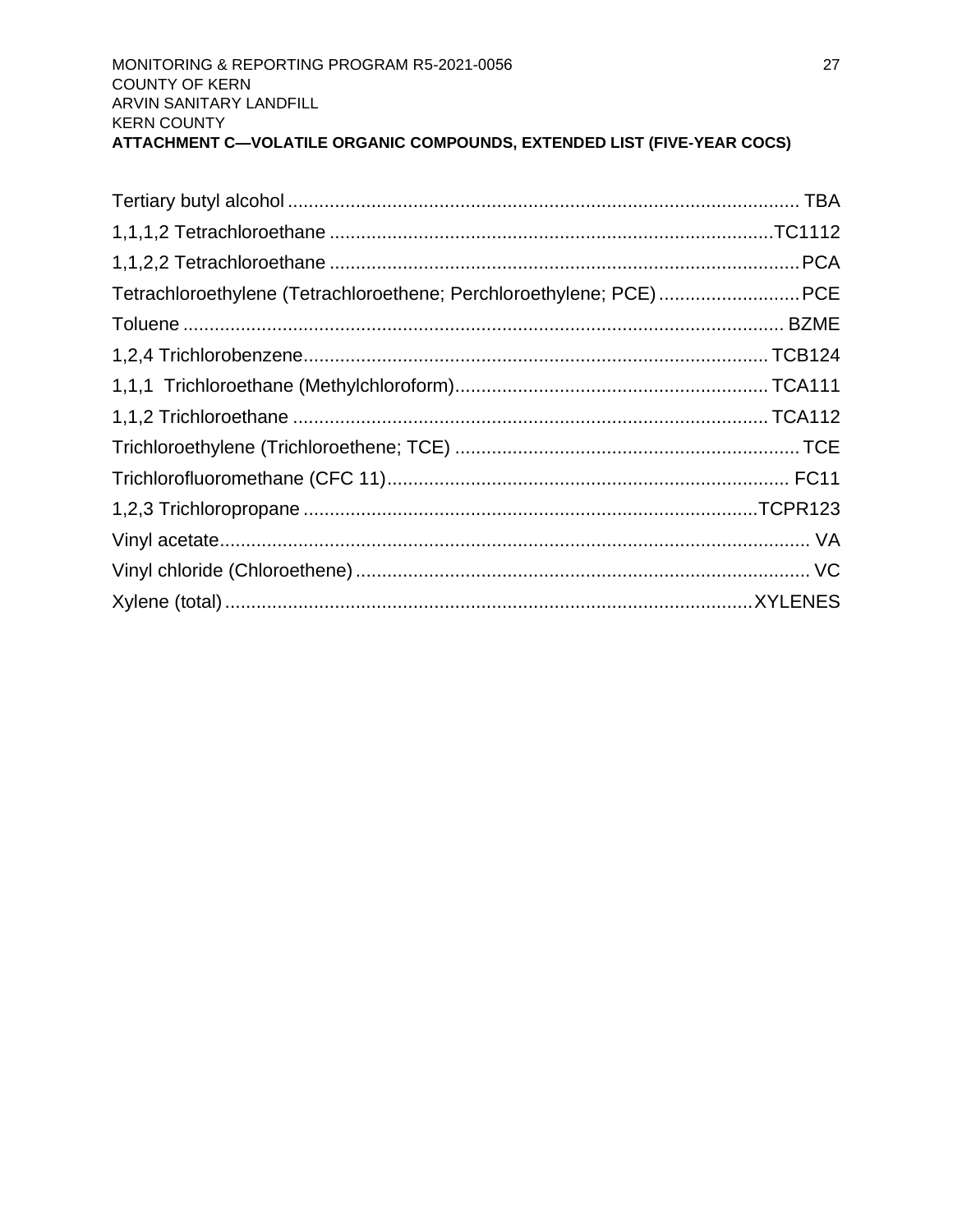**ATTACHMENT C—VOLATILE ORGANIC COMPOUNDS, EXTENDED LIST (FIVE-YEAR COCS)**

| | |
|---|---|
| Tertiary butyl alcohol | TBA |
| 1,1,1,2 Tetrachloroethane | TC1112 |
| 1,1,2,2 Tetrachloroethane | PCA |
| Tetrachloroethylene (Tetrachloroethene; Perchloroethylene; PCE) | PCE |
| Toluene | BZME |
| 1,2,4 Trichlorobenzene | TCB124 |
| 1,1,1 Trichloroethane (Methylchloroform) | TCA111 |
| 1,1,2 Trichloroethane | TCA112 |
| Trichloroethylene (Trichloroethene; TCE) | TCE |
| Trichlorofluoromethane (CFC 11) | FC11 |
| 1,2,3 Trichloropropane | TCPR123 |
| Vinyl acetate | VA |
| Vinyl chloride (Chloroethene) | VC |
| Xylene (total) | XYLENES |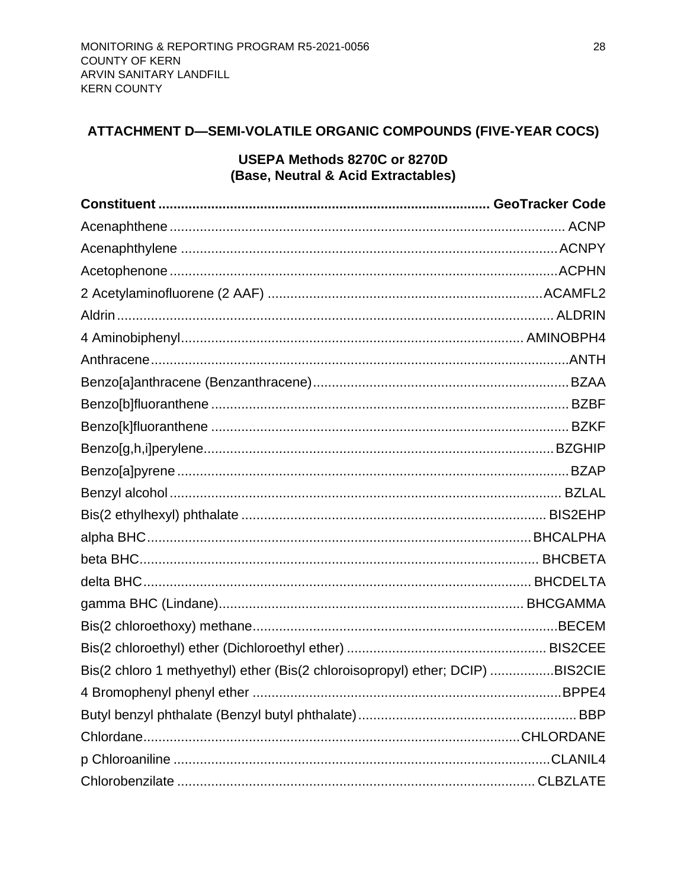## ATTACHMENT D—SEMI-VOLATILE ORGANIC COMPOUNDS (FIVE-YEAR COCS)

### USEPA Methods 8270C or 8270D
### (Base, Neutral & Acid Extractables)

| Constituent | GeoTracker Code |
|---|---|
| Acenaphthene | ACNP |
| Acenaphthylene | ACNPY |
| Acetophenone | ACPHN |
| 2 Acetylaminofluorene (2 AAF) | ACAMFL2 |
| Aldrin | ALDRIN |
| 4 Aminobiphenyl | AMINOBPH4 |
| Anthracene | ANTH |
| Benzo[a]anthracene (Benzanthracene) | BZAA |
| Benzo[b]fluoranthene | BZBF |
| Benzo[k]fluoranthene | BZKF |
| Benzo[g,h,i]perylene | BZGHIP |
| Benzo[a]pyrene | BZAP |
| Benzyl alcohol | BZLAL |
| Bis(2 ethylhexyl) phthalate | BIS2EHP |
| alpha BHC | BHCALPHA |
| beta BHC | BHCBETA |
| delta BHC | BHCDELTA |
| gamma BHC (Lindane) | BHCGAMMA |
| Bis(2 chloroethoxy) methane | BECEM |
| Bis(2 chloroethyl) ether (Dichloroethyl ether) | BIS2CEE |
| Bis(2 chloro 1 methyethyl) ether (Bis(2 chloroisopropyl) ether; DCIP) | BIS2CIE |
| 4 Bromophenyl phenyl ether | BPPE4 |
| Butyl benzyl phthalate (Benzyl butyl phthalate) | BBP |
| Chlordane | CHLORDANE |
| p Chloroaniline | CLANIL4 |
| Chlorobenzilate | CLBZLATE |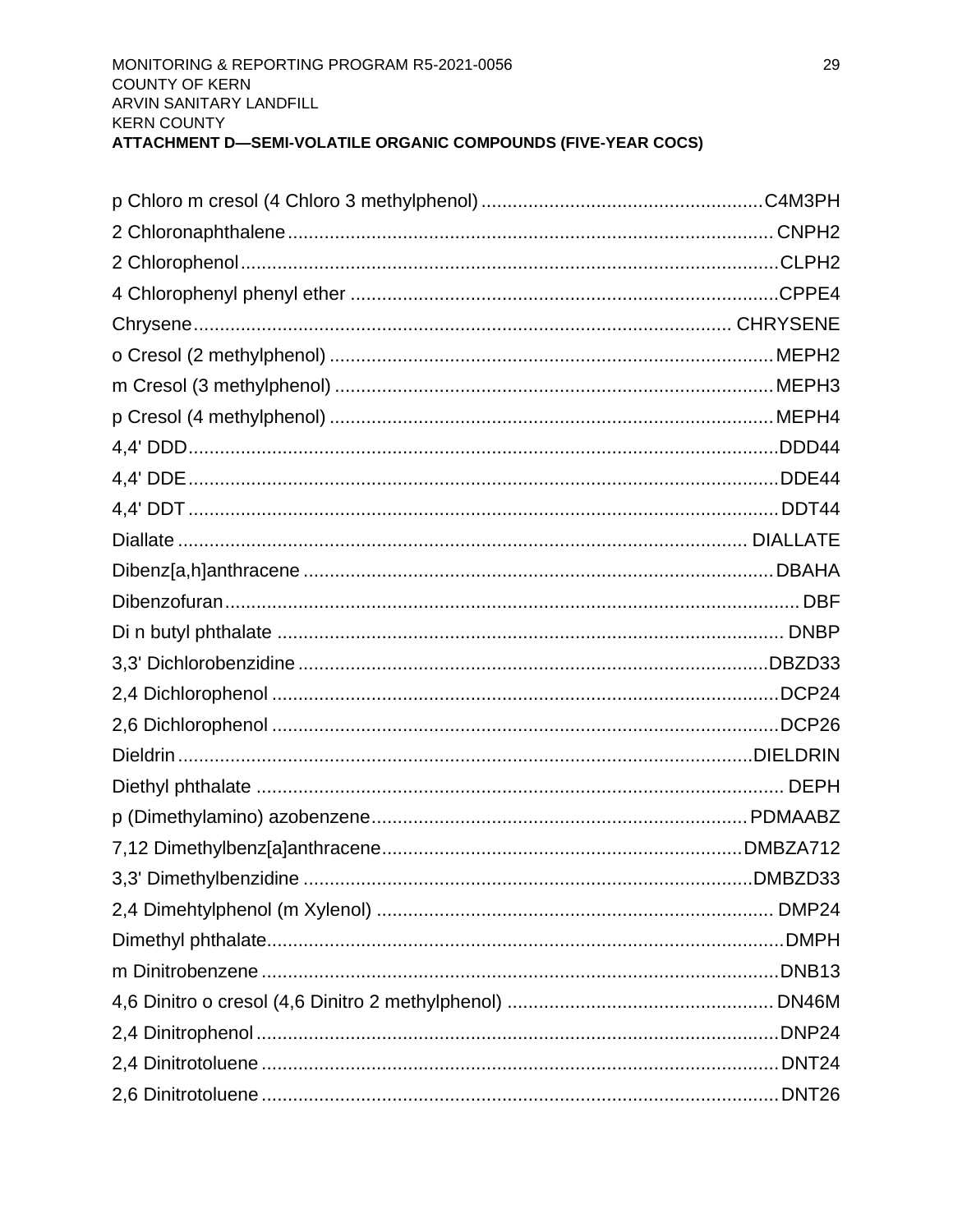ATTACHMENT D—SEMI-VOLATILE ORGANIC COMPOUNDS (FIVE-YEAR COCS)

| | |
|---|---|
| p Chloro m cresol (4 Chloro 3 methylphenol) | C4M3PH |
| 2 Chloronaphthalene | CNPH2 |
| 2 Chlorophenol | CLPH2 |
| 4 Chlorophenyl phenyl ether | CPPE4 |
| Chrysene | CHRYSENE |
| o Cresol (2 methylphenol) | MEPH2 |
| m Cresol (3 methylphenol) | MEPH3 |
| p Cresol (4 methylphenol) | MEPH4 |
| 4,4' DDD | DDD44 |
| 4,4' DDE | DDE44 |
| 4,4' DDT | DDT44 |
| Diallate | DIALLATE |
| Dibenz[a,h]anthracene | DBAHA |
| Dibenzofuran | DBF |
| Di n butyl phthalate | DNBP |
| 3,3' Dichlorobenzidine | DBZD33 |
| 2,4 Dichlorophenol | DCP24 |
| 2,6 Dichlorophenol | DCP26 |
| Dieldrin | DIELDRIN |
| Diethyl phthalate | DEPH |
| p (Dimethylamino) azobenzene | PDMAABZ |
| 7,12 Dimethylbenz[a]anthracene | DMBZA712 |
| 3,3' Dimethylbenzidine | DMBZD33 |
| 2,4 Dimehtylphenol (m Xylenol) | DMP24 |
| Dimethyl phthalate | DMPH |
| m Dinitrobenzene | DNB13 |
| 4,6 Dinitro o cresol (4,6 Dinitro 2 methylphenol) | DN46M |
| 2,4 Dinitrophenol | DNP24 |
| 2,4 Dinitrotoluene | DNT24 |
| 2,6 Dinitrotoluene | DNT26 |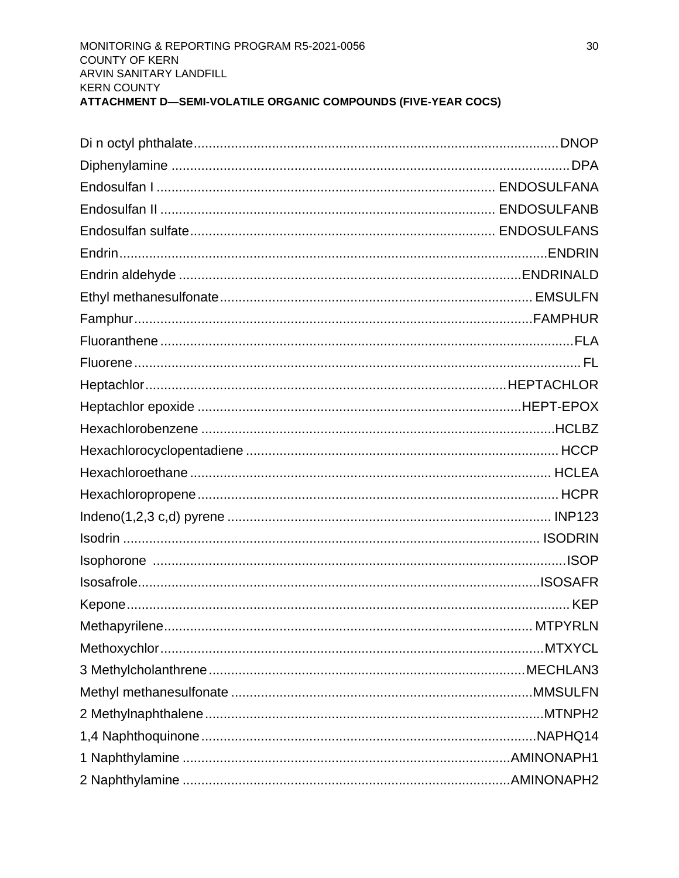**ATTACHMENT D—SEMI-VOLATILE ORGANIC COMPOUNDS (FIVE-YEAR COCS)**

| | |
|---|---|
| Di n octyl phthalate | DNOP |
| Diphenylamine | DPA |
| Endosulfan I | ENDOSULFANA |
| Endosulfan II | ENDOSULFANB |
| Endosulfan sulfate | ENDOSULFANS |
| Endrin | ENDRIN |
| Endrin aldehyde | ENDRINALD |
| Ethyl methanesulfonate | EMSULFN |
| Famphur | FAMPHUR |
| Fluoranthene | FLA |
| Fluorene | FL |
| Heptachlor | HEPTACHLOR |
| Heptachlor epoxide | HEPT-EPOX |
| Hexachlorobenzene | HCLBZ |
| Hexachlorocyclopentadiene | HCCP |
| Hexachloroethane | HCLEA |
| Hexachloropropene | HCPR |
| Indeno(1,2,3 c,d) pyrene | INP123 |
| Isodrin | ISODRIN |
| Isophorone | ISOP |
| Isosafrole | ISOSAFR |
| Kepone | KEP |
| Methapyrilene | MTPYRLN |
| Methoxychlor | MTXYCL |
| 3 Methylcholanthrene | MECHLAN3 |
| Methyl methanesulfonate | MMSULFN |
| 2 Methylnaphthalene | MTNPH2 |
| 1,4 Naphthoquinone | NAPHQ14 |
| 1 Naphthylamine | AMINONAPH1 |
| 2 Naphthylamine | AMINONAPH2 |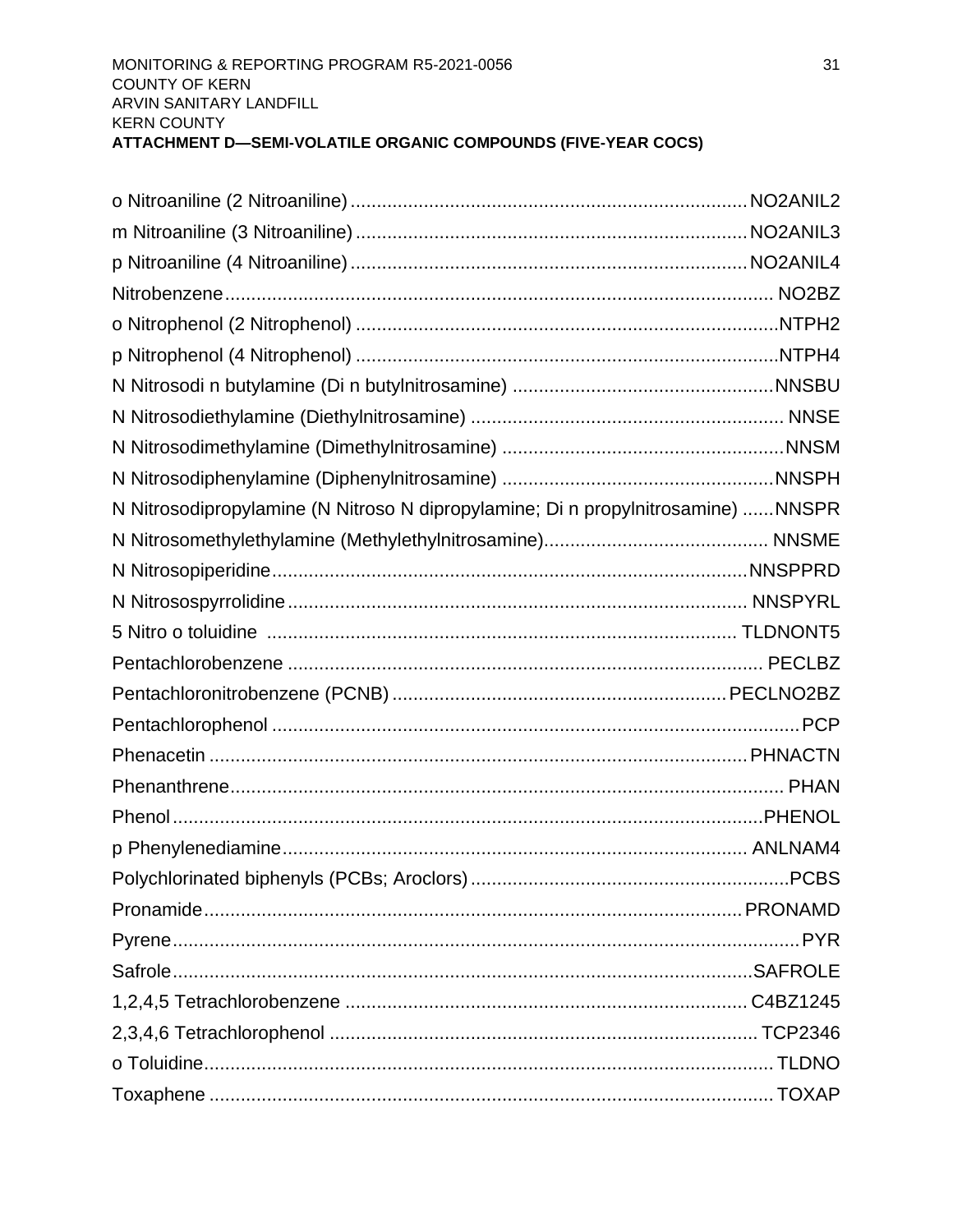**ATTACHMENT D—SEMI-VOLATILE ORGANIC COMPOUNDS (FIVE-YEAR COCS)**

| | |
|---|---|
| o Nitroaniline (2 Nitroaniline) | NO2ANIL2 |
| m Nitroaniline (3 Nitroaniline) | NO2ANIL3 |
| p Nitroaniline (4 Nitroaniline) | NO2ANIL4 |
| Nitrobenzene | NO2BZ |
| o Nitrophenol (2 Nitrophenol) | NTPH2 |
| p Nitrophenol (4 Nitrophenol) | NTPH4 |
| N Nitrosodi n butylamine (Di n butylnitrosamine) | NNSBU |
| N Nitrosodiethylamine (Diethylnitrosamine) | NNSE |
| N Nitrosodimethylamine (Dimethylnitrosamine) | NNSM |
| N Nitrosodiphenylamine (Diphenylnitrosamine) | NNSPH |
| N Nitrosodipropylamine (N Nitroso N dipropylamine; Di n propylnitrosamine) | NNSPR |
| N Nitrosomethylethylamine (Methylethylnitrosamine) | NNSME |
| N Nitrosopiperidine | NNSPPRD |
| N Nitrosospyrrolidine | NNSPYRL |
| 5 Nitro o toluidine | TLDNONT5 |
| Pentachlorobenzene | PECLBZ |
| Pentachloronitrobenzene (PCNB) | PECLNO2BZ |
| Pentachlorophenol | PCP |
| Phenacetin | PHNACTN |
| Phenanthrene | PHAN |
| Phenol | PHENOL |
| p Phenylenediamine | ANLNAM4 |
| Polychlorinated biphenyls (PCBs; Aroclors) | PCBS |
| Pronamide | PRONAMD |
| Pyrene | PYR |
| Safrole | SAFROLE |
| 1,2,4,5 Tetrachlorobenzene | C4BZ1245 |
| 2,3,4,6 Tetrachlorophenol | TCP2346 |
| o Toluidine | TLDNO |
| Toxaphene | TOXAP |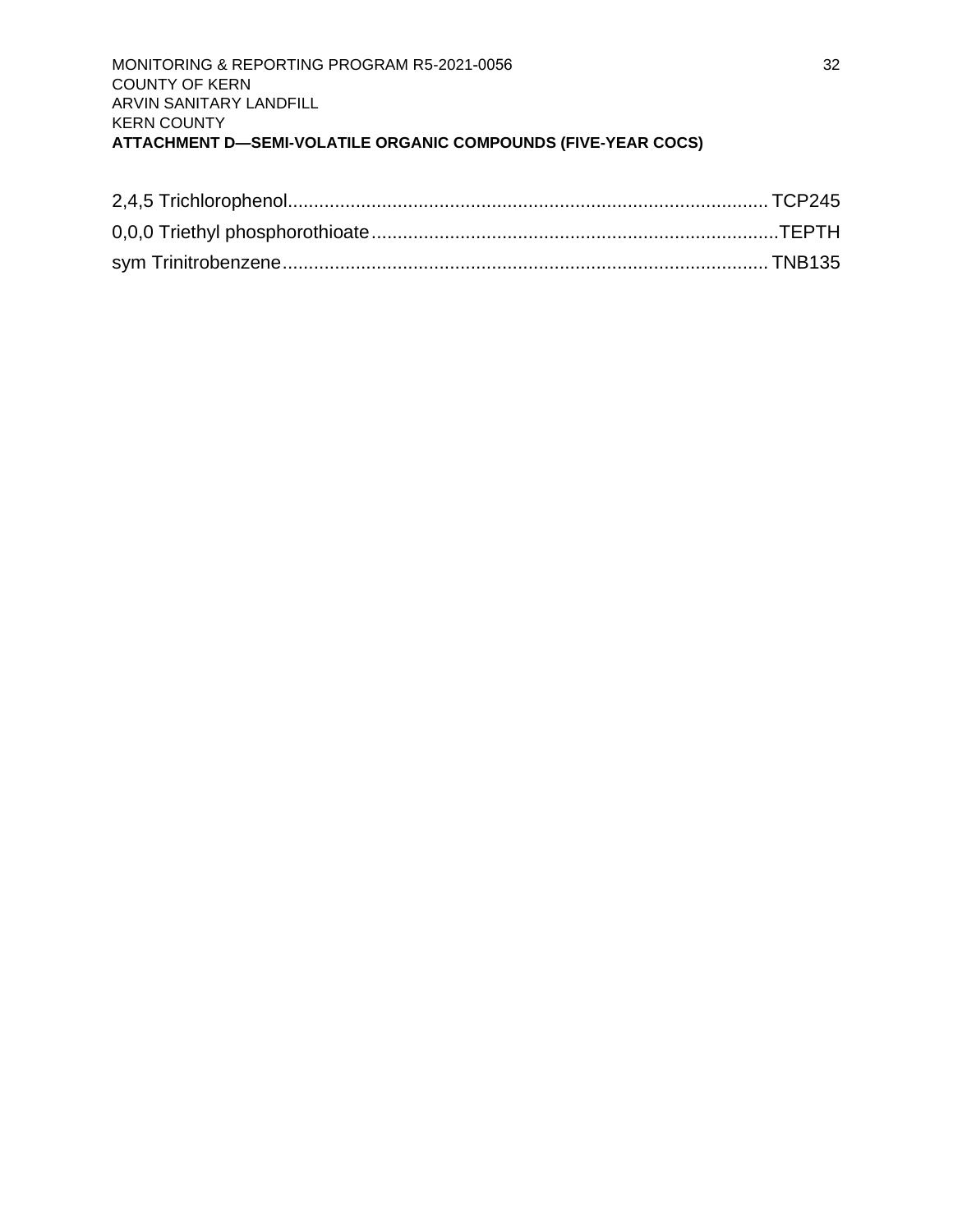**ATTACHMENT D—SEMI-VOLATILE ORGANIC COMPOUNDS (FIVE-YEAR COCS)**

2,4,5 Trichlorophenol.......................................................................................... TCP245

0,0,0 Triethyl phosphorothioate.............................................................................TEPTH

sym Trinitrobenzene............................................................................................ TNB135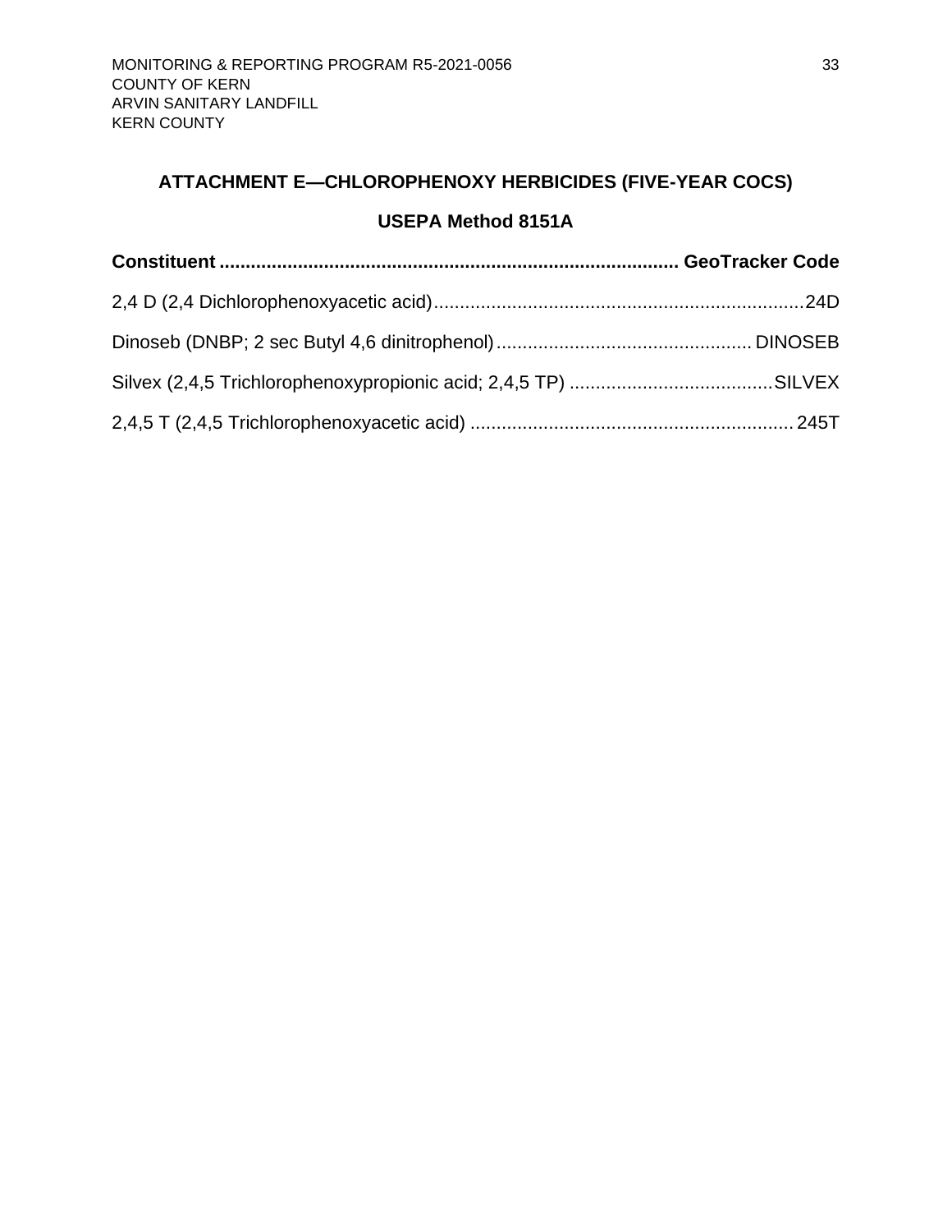## ATTACHMENT E—CHLOROPHENOXY HERBICIDES (FIVE-YEAR COCS)

### USEPA Method 8151A

| Constituent | GeoTracker Code |
|---|---|
| 2,4 D (2,4 Dichlorophenoxyacetic acid) | 24D |
| Dinoseb (DNBP; 2 sec Butyl 4,6 dinitrophenol) | DINOSEB |
| Silvex (2,4,5 Trichlorophenoxypropionic acid; 2,4,5 TP) | SILVEX |
| 2,4,5 T (2,4,5 Trichlorophenoxyacetic acid) | 245T |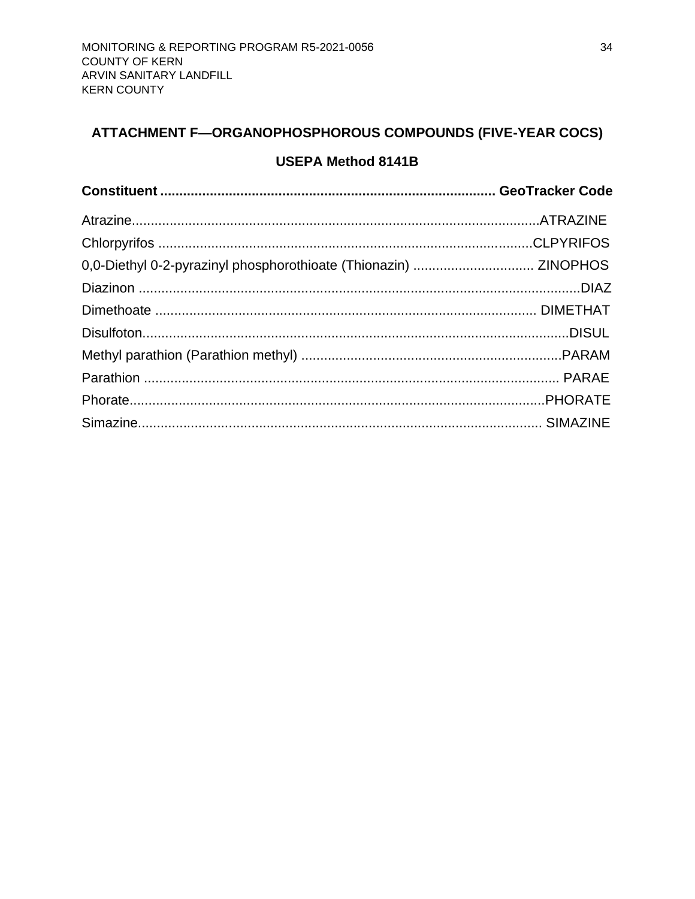## ATTACHMENT F—ORGANOPHOSPHOROUS COMPOUNDS (FIVE-YEAR COCS)

### USEPA Method 8141B

| Constituent | GeoTracker Code |
|---|---|
| Atrazine | ATRAZINE |
| Chlorpyrifos | CLPYRIFOS |
| 0,0-Diethyl 0-2-pyrazinyl phosphorothioate (Thionazin) | ZINOPHOS |
| Diazinon | DIAZ |
| Dimethoate | DIMETHAT |
| Disulfoton | DISUL |
| Methyl parathion (Parathion methyl) | PARAM |
| Parathion | PARAE |
| Phorate | PHORATE |
| Simazine | SIMAZINE |